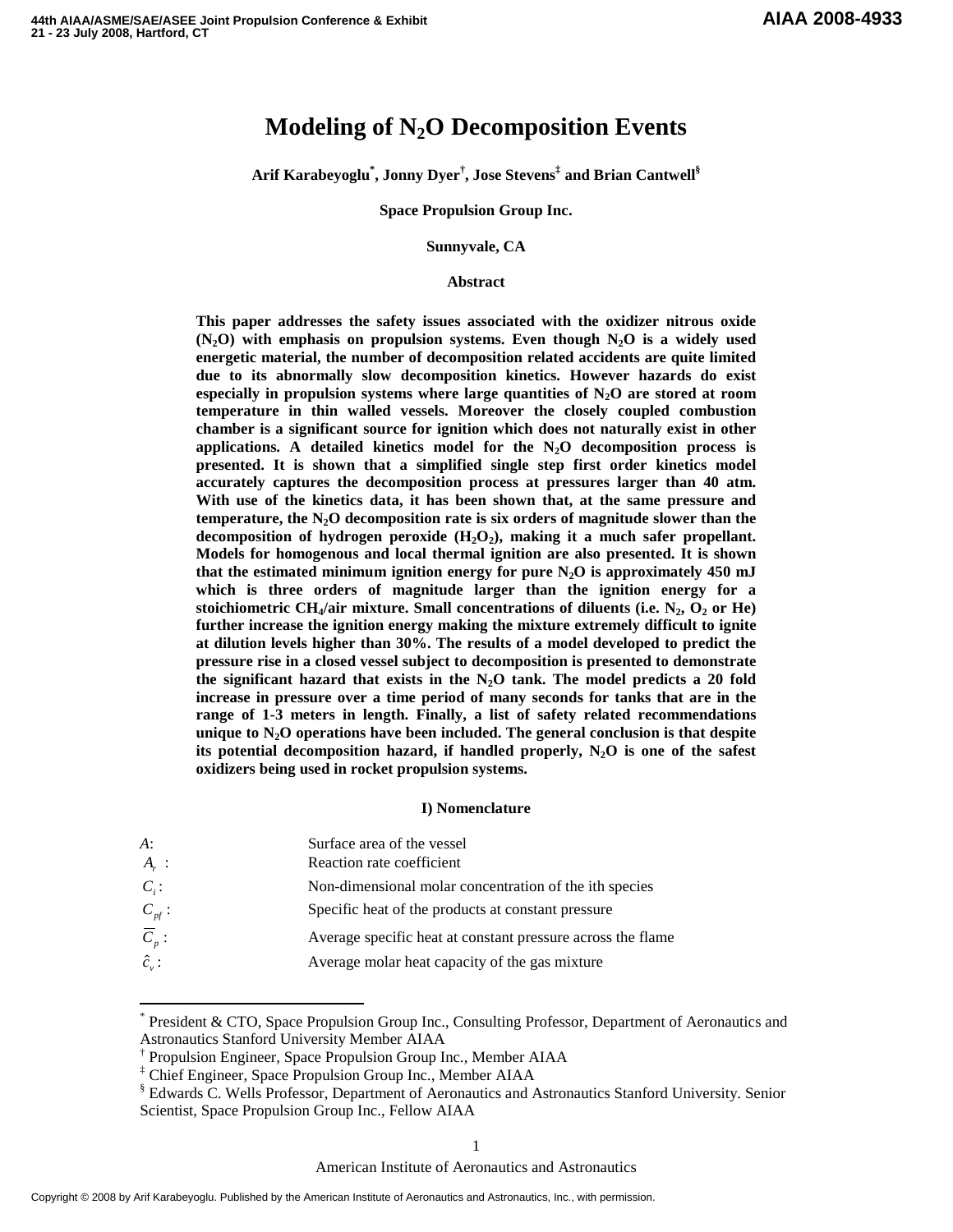# Modeling of $N_2O$ Decomposition Events

**Arif Karabeyoglu[*], Jonny Dyer[†], Jose Stevens[‡] and Brian Cantwell[§]**

**Space Propulsion Group Inc.**

**Sunnyvale, CA**

### Abstract

**This paper addresses the safety issues associated with the oxidizer nitrous oxide ($N_2O$) with emphasis on propulsion systems. Even though $N_2O$ is a widely used energetic material, the number of decomposition related accidents are quite limited due to its abnormally slow decomposition kinetics. However hazards do exist especially in propulsion systems where large quantities of $N_2O$ are stored at room temperature in thin walled vessels. Moreover the closely coupled combustion chamber is a significant source for ignition which does not naturally exist in other applications. A detailed kinetics model for the $N_2O$ decomposition process is presented. It is shown that a simplified single step first order kinetics model accurately captures the decomposition process at pressures larger than 40 atm. With use of the kinetics data, it has been shown that, at the same pressure and temperature, the $N_2O$ decomposition rate is six orders of magnitude slower than the decomposition of hydrogen peroxide ($H_2O_2$), making it a much safer propellant. Models for homogenous and local thermal ignition are also presented. It is shown that the estimated minimum ignition energy for pure $N_2O$ is approximately 450 mJ which is three orders of magnitude larger than the ignition energy for a stoichiometric $CH_4$/air mixture. Small concentrations of diluents (i.e. $N_2$, $O_2$ or He) further increase the ignition energy making the mixture extremely difficult to ignite at dilution levels higher than 30%. The results of a model developed to predict the pressure rise in a closed vessel subject to decomposition is presented to demonstrate the significant hazard that exists in the $N_2O$ tank. The model predicts a 20 fold increase in pressure over a time period of many seconds for tanks that are in the range of 1-3 meters in length. Finally, a list of safety related recommendations unique to $N_2O$ operations have been included. The general conclusion is that despite its potential decomposition hazard, if handled properly, $N_2O$ is one of the safest oxidizers being used in rocket propulsion systems.**

## I) Nomenclature

| | |
|---|---|
| $A$: | Surface area of the vessel |
| $A_r$ : | Reaction rate coefficient |
| $C_i$ : | Non-dimensional molar concentration of the ith species |
| $C_{pf}$ : | Specific heat of the products at constant pressure |
| $\overline{C}_p$ : | Average specific heat at constant pressure across the flame |
| $\hat{c}_v$ : | Average molar heat capacity of the gas mixture |

[*] President & CTO, Space Propulsion Group Inc., Consulting Professor, Department of Aeronautics and Astronautics Stanford University Member AIAA

[†] Propulsion Engineer, Space Propulsion Group Inc., Member AIAA

[‡] Chief Engineer, Space Propulsion Group Inc., Member AIAA

[§] Edwards C. Wells Professor, Department of Aeronautics and Astronautics Stanford University. Senior Scientist, Space Propulsion Group Inc., Fellow AIAA

Copyright © 2008 by Arif Karabeyoglu. Published by the American Institute of Aeronautics and Astronautics, Inc., with permission.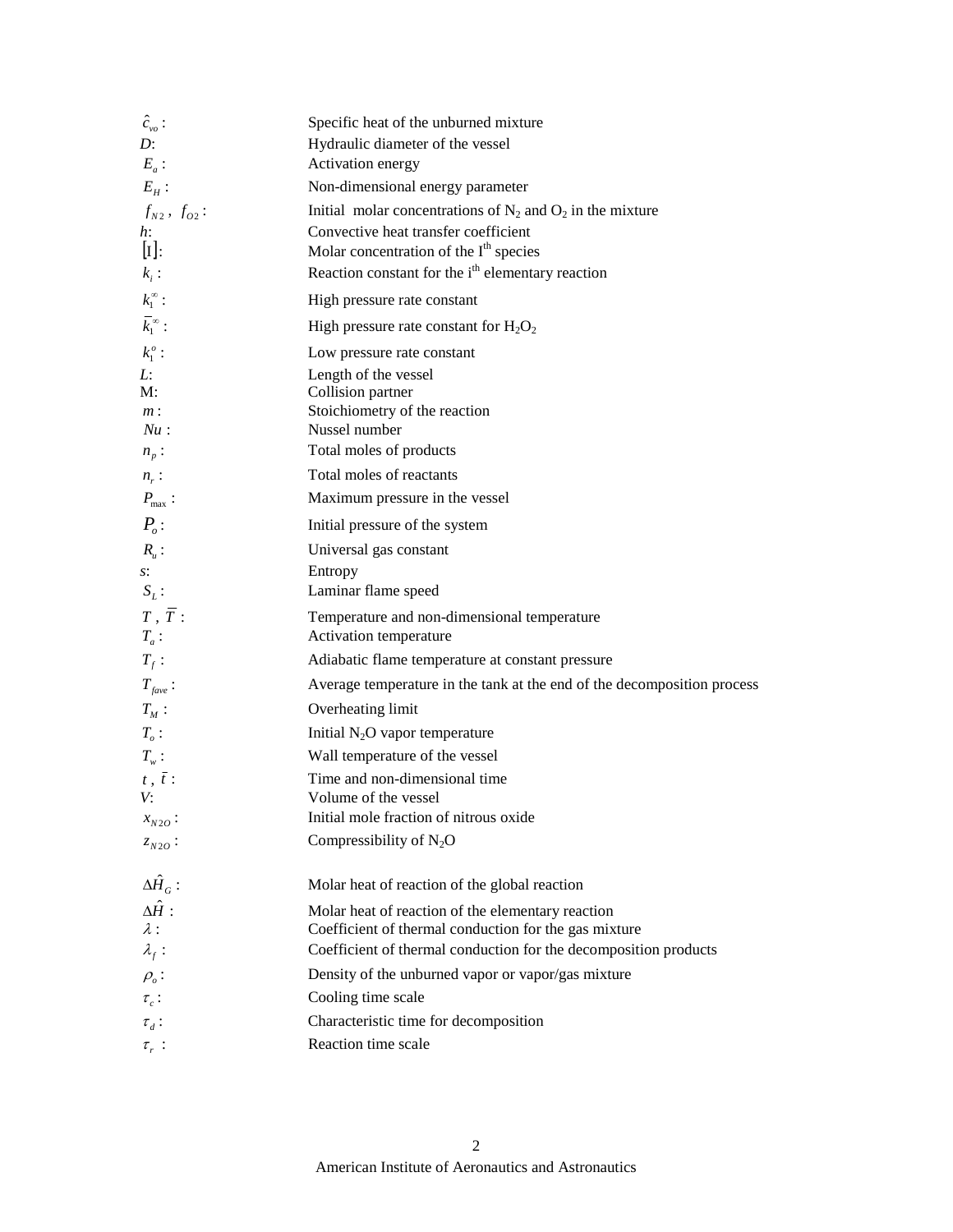| | |
|---|---|
| $\hat{c}_{vo}$ : | Specific heat of the unburned mixture |
| $D$: | Hydraulic diameter of the vessel |
| $E_a$ : | Activation energy |
| $E_H$ : | Non-dimensional energy parameter |
| $f_{N2}$ , $f_{O2}$ : | Initial molar concentrations of $N_2$ and $O_2$ in the mixture |
| $h$: | Convective heat transfer coefficient |
| $[I]$: | Molar concentration of the I[th] species |
| $k_i$ : | Reaction constant for the i[th] elementary reaction |
| $k_1^{\infty}$ : | High pressure rate constant |
| $\bar{k}_1^{\infty}$ : | High pressure rate constant for $H_2O_2$ |
| $k_1^o$ : | Low pressure rate constant |
| $L$: | Length of the vessel |
| M: | Collision partner |
| $m$ : | Stoichiometry of the reaction |
| $Nu$ : | Nussel number |
| $n_p$ : | Total moles of products |
| $n_r$ : | Total moles of reactants |
| $P_{max}$ : | Maximum pressure in the vessel |
| $P_o$ : | Initial pressure of the system |
| $R_u$ : | Universal gas constant |
| $s$: | Entropy |
| $S_L$ : | Laminar flame speed |
| $T$ , $\bar{T}$ : | Temperature and non-dimensional temperature |
| $T_a$ : | Activation temperature |
| $T_f$ : | Adiabatic flame temperature at constant pressure |
| $T_{fave}$ : | Average temperature in the tank at the end of the decomposition process |
| $T_M$ : | Overheating limit |
| $T_o$ : | Initial $N_2O$ vapor temperature |
| $T_w$ : | Wall temperature of the vessel |
| $t$ , $\bar{t}$ : | Time and non-dimensional time |
| $V$: | Volume of the vessel |
| $x_{N2O}$ : | Initial mole fraction of nitrous oxide |
| $z_{N2O}$ : | Compressibility of $N_2O$ |
| $\Delta\hat{H}_G$ : | Molar heat of reaction of the global reaction |
| $\Delta\hat{H}$ : | Molar heat of reaction of the elementary reaction |
| $\lambda$ : | Coefficient of thermal conduction for the gas mixture |
| $\lambda_f$ : | Coefficient of thermal conduction for the decomposition products |
| $\rho_o$ : | Density of the unburned vapor or vapor/gas mixture |
| $\tau_c$ : | Cooling time scale |
| $\tau_d$ : | Characteristic time for decomposition |
| $\tau_r$ : | Reaction time scale |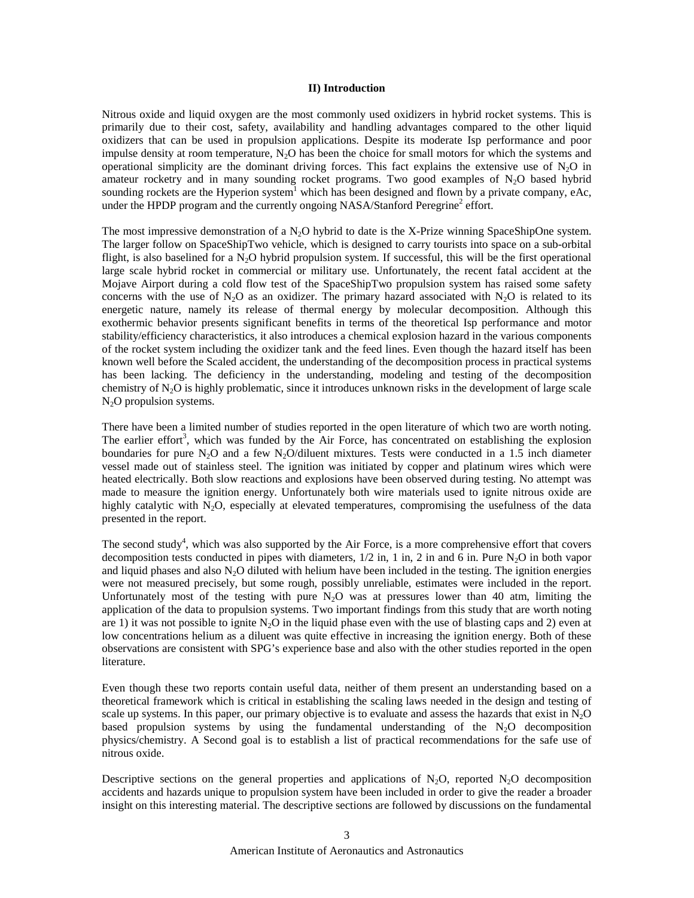### II) Introduction

Nitrous oxide and liquid oxygen are the most commonly used oxidizers in hybrid rocket systems. This is primarily due to their cost, safety, availability and handling advantages compared to the other liquid oxidizers that can be used in propulsion applications. Despite its moderate Isp performance and poor impulse density at room temperature, $N_2O$ has been the choice for small motors for which the systems and operational simplicity are the dominant driving forces. This fact explains the extensive use of $N_2O$ in amateur rocketry and in many sounding rocket programs. Two good examples of $N_2O$ based hybrid sounding rockets are the Hyperion system[1] which has been designed and flown by a private company, eAc, under the HPDP program and the currently ongoing NASA/Stanford Peregrine[2] effort.

The most impressive demonstration of a $N_2O$ hybrid to date is the X-Prize winning SpaceShipOne system. The larger follow on SpaceShipTwo vehicle, which is designed to carry tourists into space on a sub-orbital flight, is also baselined for a $N_2O$ hybrid propulsion system. If successful, this will be the first operational large scale hybrid rocket in commercial or military use. Unfortunately, the recent fatal accident at the Mojave Airport during a cold flow test of the SpaceShipTwo propulsion system has raised some safety concerns with the use of $N_2O$ as an oxidizer. The primary hazard associated with $N_2O$ is related to its energetic nature, namely its release of thermal energy by molecular decomposition. Although this exothermic behavior presents significant benefits in terms of the theoretical Isp performance and motor stability/efficiency characteristics, it also introduces a chemical explosion hazard in the various components of the rocket system including the oxidizer tank and the feed lines. Even though the hazard itself has been known well before the Scaled accident, the understanding of the decomposition process in practical systems has been lacking. The deficiency in the understanding, modeling and testing of the decomposition chemistry of $N_2O$ is highly problematic, since it introduces unknown risks in the development of large scale $N_2O$ propulsion systems.

There have been a limited number of studies reported in the open literature of which two are worth noting. The earlier effort[3], which was funded by the Air Force, has concentrated on establishing the explosion boundaries for pure $N_2O$ and a few $N_2O$/diluent mixtures. Tests were conducted in a 1.5 inch diameter vessel made out of stainless steel. The ignition was initiated by copper and platinum wires which were heated electrically. Both slow reactions and explosions have been observed during testing. No attempt was made to measure the ignition energy. Unfortunately both wire materials used to ignite nitrous oxide are highly catalytic with $N_2O$, especially at elevated temperatures, compromising the usefulness of the data presented in the report.

The second study[4], which was also supported by the Air Force, is a more comprehensive effort that covers decomposition tests conducted in pipes with diameters, 1/2 in, 1 in, 2 in and 6 in. Pure $N_2O$ in both vapor and liquid phases and also $N_2O$ diluted with helium have been included in the testing. The ignition energies were not measured precisely, but some rough, possibly unreliable, estimates were included in the report. Unfortunately most of the testing with pure $N_2O$ was at pressures lower than 40 atm, limiting the application of the data to propulsion systems. Two important findings from this study that are worth noting are 1) it was not possible to ignite $N_2O$ in the liquid phase even with the use of blasting caps and 2) even at low concentrations helium as a diluent was quite effective in increasing the ignition energy. Both of these observations are consistent with SPG's experience base and also with the other studies reported in the open literature.

Even though these two reports contain useful data, neither of them present an understanding based on a theoretical framework which is critical in establishing the scaling laws needed in the design and testing of scale up systems. In this paper, our primary objective is to evaluate and assess the hazards that exist in $N_2O$ based propulsion systems by using the fundamental understanding of the $N_2O$ decomposition physics/chemistry. A Second goal is to establish a list of practical recommendations for the safe use of nitrous oxide.

Descriptive sections on the general properties and applications of $N_2O$, reported $N_2O$ decomposition accidents and hazards unique to propulsion system have been included in order to give the reader a broader insight on this interesting material. The descriptive sections are followed by discussions on the fundamental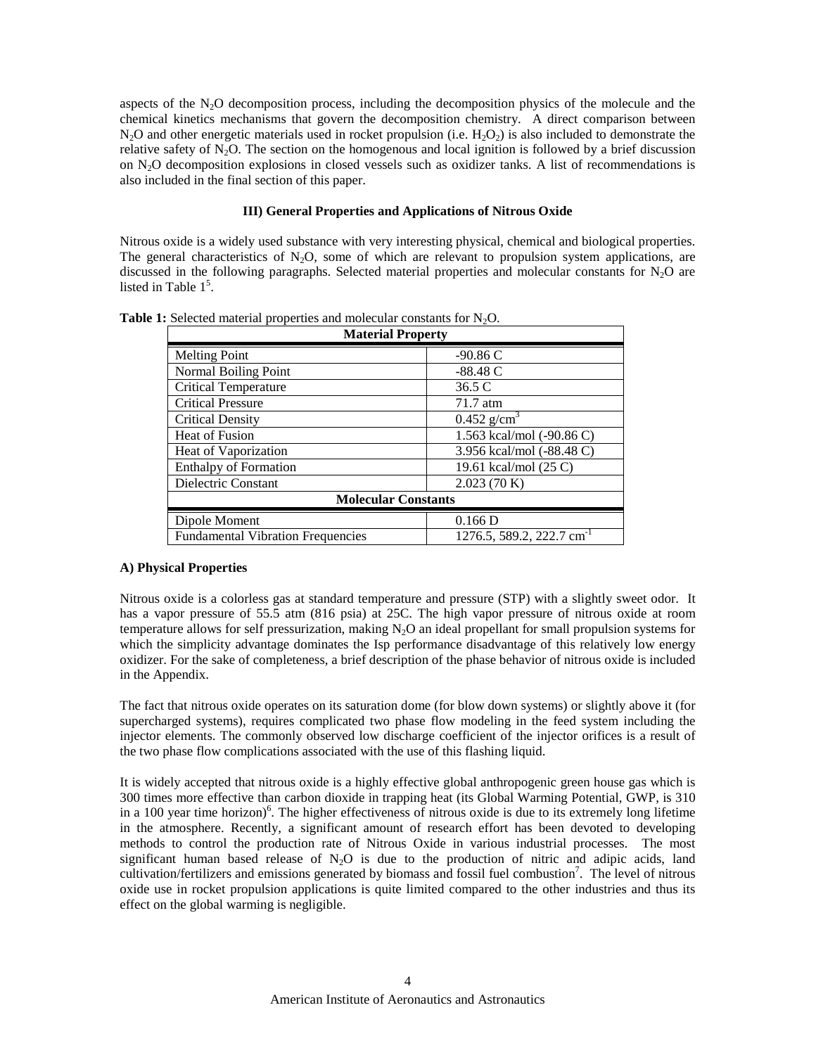aspects of the $N_2O$ decomposition process, including the decomposition physics of the molecule and the chemical kinetics mechanisms that govern the decomposition chemistry. A direct comparison between $N_2O$ and other energetic materials used in rocket propulsion (i.e. $H_2O_2$) is also included to demonstrate the relative safety of $N_2O$. The section on the homogenous and local ignition is followed by a brief discussion on $N_2O$ decomposition explosions in closed vessels such as oxidizer tanks. A list of recommendations is also included in the final section of this paper.

## III) General Properties and Applications of Nitrous Oxide

Nitrous oxide is a widely used substance with very interesting physical, chemical and biological properties. The general characteristics of $N_2O$, some of which are relevant to propulsion system applications, are discussed in the following paragraphs. Selected material properties and molecular constants for $N_2O$ are listed in Table 1[5].

**Table 1:** Selected material properties and molecular constants for $N_2O$.

| **Material Property** | |
|---|---|
| Melting Point | -90.86 C |
| Normal Boiling Point | -88.48 C |
| Critical Temperature | 36.5 C |
| Critical Pressure | 71.7 atm |
| Critical Density | 0.452 $g/cm^3$ |
| Heat of Fusion | 1.563 kcal/mol (-90.86 C) |
| Heat of Vaporization | 3.956 kcal/mol (-88.48 C) |
| Enthalpy of Formation | 19.61 kcal/mol (25 C) |
| Dielectric Constant | 2.023 (70 K) |
| **Molecular Constants** | |
| Dipole Moment | 0.166 D |
| Fundamental Vibration Frequencies | 1276.5, 589.2, 222.7 $cm^{-1}$ |

### A) Physical Properties

Nitrous oxide is a colorless gas at standard temperature and pressure (STP) with a slightly sweet odor. It has a vapor pressure of 55.5 atm (816 psia) at 25C. The high vapor pressure of nitrous oxide at room temperature allows for self pressurization, making $N_2O$ an ideal propellant for small propulsion systems for which the simplicity advantage dominates the Isp performance disadvantage of this relatively low energy oxidizer. For the sake of completeness, a brief description of the phase behavior of nitrous oxide is included in the Appendix.

The fact that nitrous oxide operates on its saturation dome (for blow down systems) or slightly above it (for supercharged systems), requires complicated two phase flow modeling in the feed system including the injector elements. The commonly observed low discharge coefficient of the injector orifices is a result of the two phase flow complications associated with the use of this flashing liquid.

It is widely accepted that nitrous oxide is a highly effective global anthropogenic green house gas which is 300 times more effective than carbon dioxide in trapping heat (its Global Warming Potential, GWP, is 310 in a 100 year time horizon)[6]. The higher effectiveness of nitrous oxide is due to its extremely long lifetime in the atmosphere. Recently, a significant amount of research effort has been devoted to developing methods to control the production rate of Nitrous Oxide in various industrial processes. The most significant human based release of $N_2O$ is due to the production of nitric and adipic acids, land cultivation/fertilizers and emissions generated by biomass and fossil fuel combustion[7]. The level of nitrous oxide use in rocket propulsion applications is quite limited compared to the other industries and thus its effect on the global warming is negligible.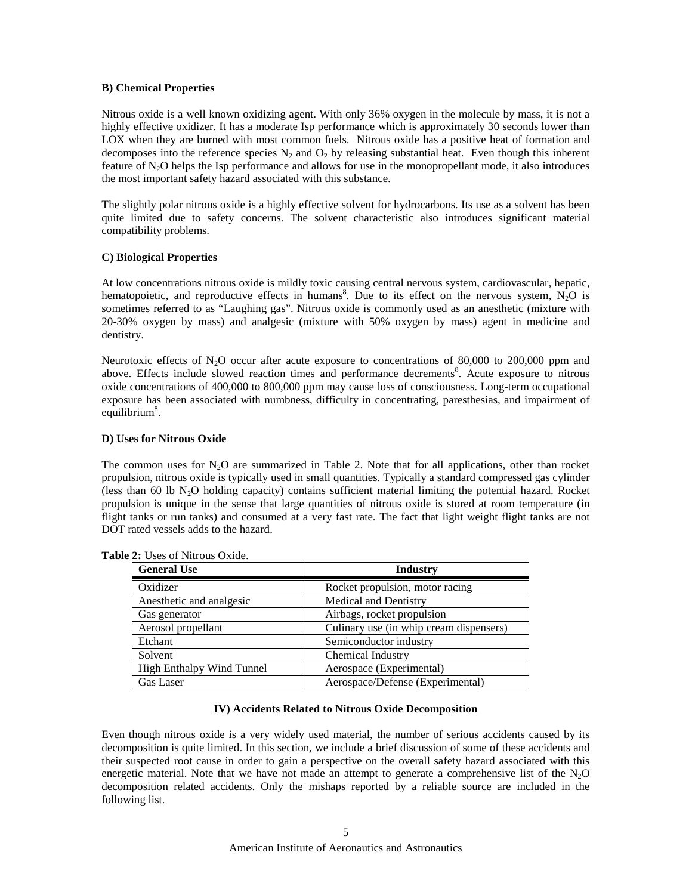### B) Chemical Properties

Nitrous oxide is a well known oxidizing agent. With only 36% oxygen in the molecule by mass, it is not a highly effective oxidizer. It has a moderate Isp performance which is approximately 30 seconds lower than LOX when they are burned with most common fuels. Nitrous oxide has a positive heat of formation and decomposes into the reference species $N_2$ and $O_2$ by releasing substantial heat. Even though this inherent feature of $N_2O$ helps the Isp performance and allows for use in the monopropellant mode, it also introduces the most important safety hazard associated with this substance.

The slightly polar nitrous oxide is a highly effective solvent for hydrocarbons. Its use as a solvent has been quite limited due to safety concerns. The solvent characteristic also introduces significant material compatibility problems.

### C) Biological Properties

At low concentrations nitrous oxide is mildly toxic causing central nervous system, cardiovascular, hepatic, hematopoietic, and reproductive effects in humans[8]. Due to its effect on the nervous system, $N_2O$ is sometimes referred to as "Laughing gas". Nitrous oxide is commonly used as an anesthetic (mixture with 20-30% oxygen by mass) and analgesic (mixture with 50% oxygen by mass) agent in medicine and dentistry.

Neurotoxic effects of $N_2O$ occur after acute exposure to concentrations of 80,000 to 200,000 ppm and above. Effects include slowed reaction times and performance decrements[8]. Acute exposure to nitrous oxide concentrations of 400,000 to 800,000 ppm may cause loss of consciousness. Long-term occupational exposure has been associated with numbness, difficulty in concentrating, paresthesias, and impairment of equilibrium[8].

### D) Uses for Nitrous Oxide

The common uses for $N_2O$ are summarized in Table 2. Note that for all applications, other than rocket propulsion, nitrous oxide is typically used in small quantities. Typically a standard compressed gas cylinder (less than 60 lb $N_2O$ holding capacity) contains sufficient material limiting the potential hazard. Rocket propulsion is unique in the sense that large quantities of nitrous oxide is stored at room temperature (in flight tanks or run tanks) and consumed at a very fast rate. The fact that light weight flight tanks are not DOT rated vessels adds to the hazard.

**Table 2:** Uses of Nitrous Oxide.

| General Use | Industry |
| --- | --- |
| Oxidizer | Rocket propulsion, motor racing |
| Anesthetic and analgesic | Medical and Dentistry |
| Gas generator | Airbags, rocket propulsion |
| Aerosol propellant | Culinary use (in whip cream dispensers) |
| Etchant | Semiconductor industry |
| Solvent | Chemical Industry |
| High Enthalpy Wind Tunnel | Aerospace (Experimental) |
| Gas Laser | Aerospace/Defense (Experimental) |

## IV) Accidents Related to Nitrous Oxide Decomposition

Even though nitrous oxide is a very widely used material, the number of serious accidents caused by its decomposition is quite limited. In this section, we include a brief discussion of some of these accidents and their suspected root cause in order to gain a perspective on the overall safety hazard associated with this energetic material. Note that we have not made an attempt to generate a comprehensive list of the $N_2O$ decomposition related accidents. Only the mishaps reported by a reliable source are included in the following list.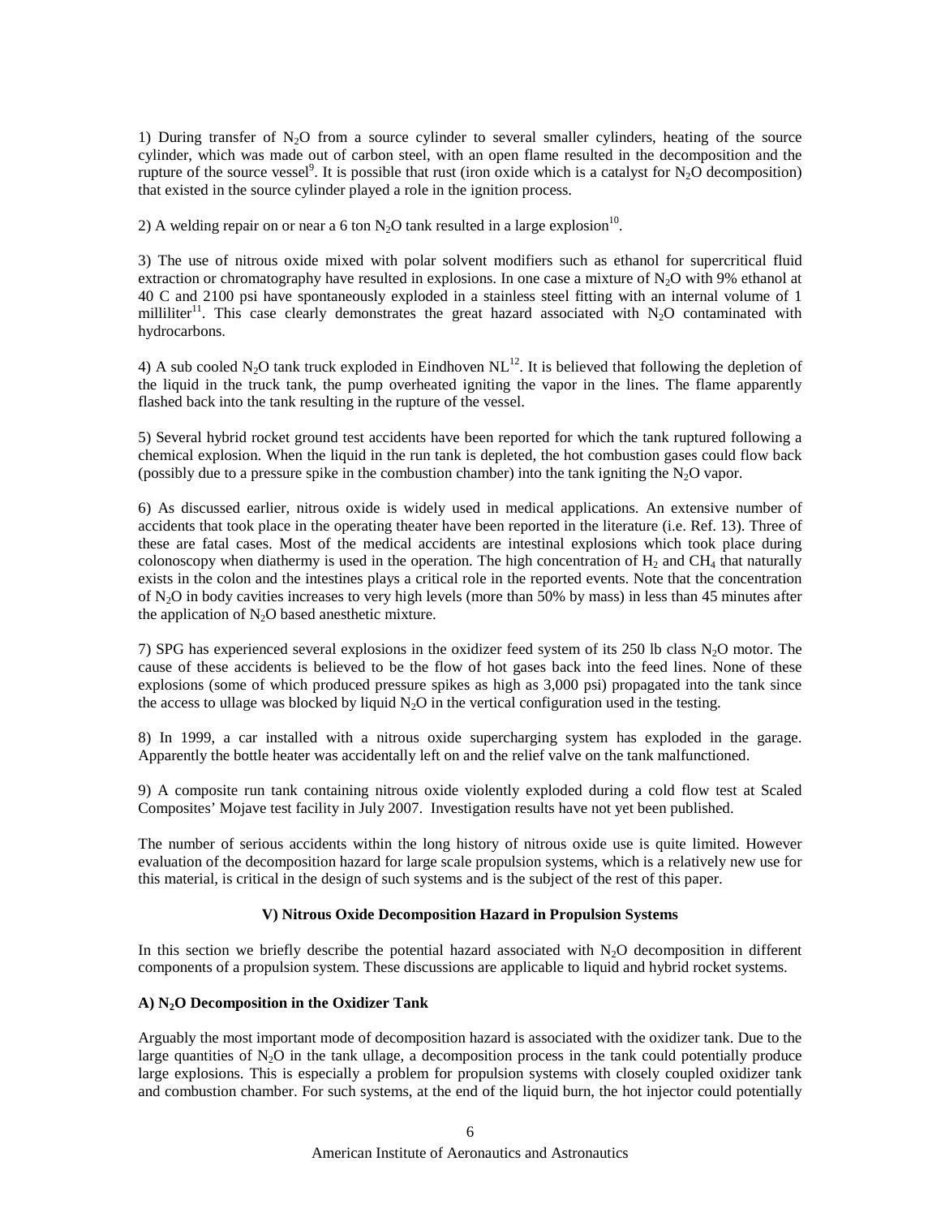1) During transfer of $N_2O$ from a source cylinder to several smaller cylinders, heating of the source cylinder, which was made out of carbon steel, with an open flame resulted in the decomposition and the rupture of the source vessel[9]. It is possible that rust (iron oxide which is a catalyst for $N_2O$ decomposition) that existed in the source cylinder played a role in the ignition process.

2) A welding repair on or near a 6 ton $N_2O$ tank resulted in a large explosion[10].

3) The use of nitrous oxide mixed with polar solvent modifiers such as ethanol for supercritical fluid extraction or chromatography have resulted in explosions. In one case a mixture of $N_2O$ with 9% ethanol at 40 C and 2100 psi have spontaneously exploded in a stainless steel fitting with an internal volume of 1 milliliter[11]. This case clearly demonstrates the great hazard associated with $N_2O$ contaminated with hydrocarbons.

4) A sub cooled $N_2O$ tank truck exploded in Eindhoven NL[12]. It is believed that following the depletion of the liquid in the truck tank, the pump overheated igniting the vapor in the lines. The flame apparently flashed back into the tank resulting in the rupture of the vessel.

5) Several hybrid rocket ground test accidents have been reported for which the tank ruptured following a chemical explosion. When the liquid in the run tank is depleted, the hot combustion gases could flow back (possibly due to a pressure spike in the combustion chamber) into the tank igniting the $N_2O$ vapor.

6) As discussed earlier, nitrous oxide is widely used in medical applications. An extensive number of accidents that took place in the operating theater have been reported in the literature (i.e. Ref. 13). Three of these are fatal cases. Most of the medical accidents are intestinal explosions which took place during colonoscopy when diathermy is used in the operation. The high concentration of $H_2$ and $CH_4$ that naturally exists in the colon and the intestines plays a critical role in the reported events. Note that the concentration of $N_2O$ in body cavities increases to very high levels (more than 50% by mass) in less than 45 minutes after the application of $N_2O$ based anesthetic mixture.

7) SPG has experienced several explosions in the oxidizer feed system of its 250 lb class $N_2O$ motor. The cause of these accidents is believed to be the flow of hot gases back into the feed lines. None of these explosions (some of which produced pressure spikes as high as 3,000 psi) propagated into the tank since the access to ullage was blocked by liquid $N_2O$ in the vertical configuration used in the testing.

8) In 1999, a car installed with a nitrous oxide supercharging system has exploded in the garage. Apparently the bottle heater was accidentally left on and the relief valve on the tank malfunctioned.

9) A composite run tank containing nitrous oxide violently exploded during a cold flow test at Scaled Composites' Mojave test facility in July 2007. Investigation results have not yet been published.

The number of serious accidents within the long history of nitrous oxide use is quite limited. However evaluation of the decomposition hazard for large scale propulsion systems, which is a relatively new use for this material, is critical in the design of such systems and is the subject of the rest of this paper.

## V) Nitrous Oxide Decomposition Hazard in Propulsion Systems

In this section we briefly describe the potential hazard associated with $N_2O$ decomposition in different components of a propulsion system. These discussions are applicable to liquid and hybrid rocket systems.

### A) $N_2O$ Decomposition in the Oxidizer Tank

Arguably the most important mode of decomposition hazard is associated with the oxidizer tank. Due to the large quantities of $N_2O$ in the tank ullage, a decomposition process in the tank could potentially produce large explosions. This is especially a problem for propulsion systems with closely coupled oxidizer tank and combustion chamber. For such systems, at the end of the liquid burn, the hot injector could potentially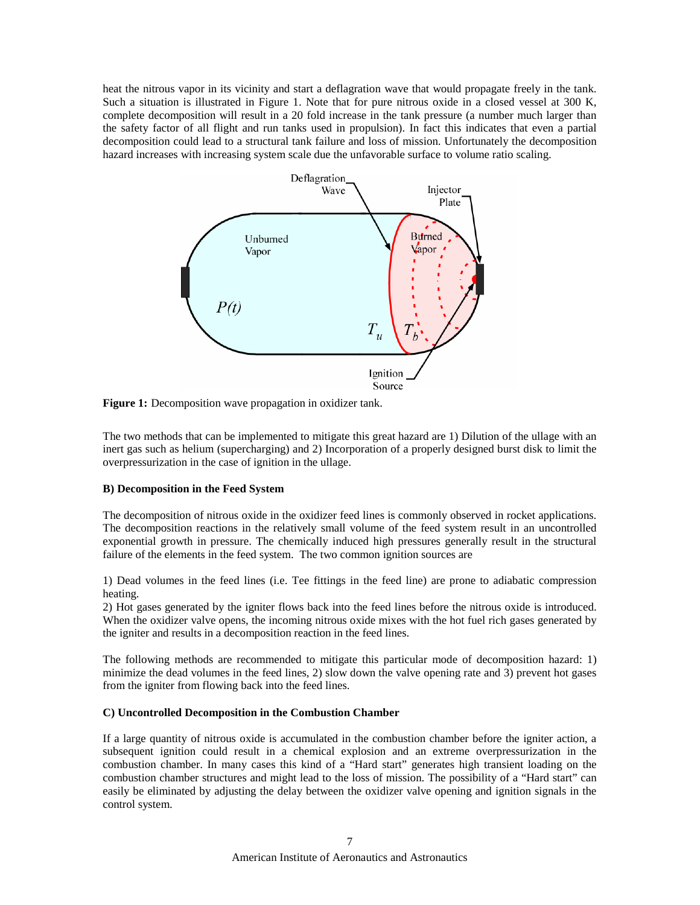heat the nitrous vapor in its vicinity and start a deflagration wave that would propagate freely in the tank. Such a situation is illustrated in Figure 1. Note that for pure nitrous oxide in a closed vessel at 300 K, complete decomposition will result in a 20 fold increase in the tank pressure (a number much larger than the safety factor of all flight and run tanks used in propulsion). In fact this indicates that even a partial decomposition could lead to a structural tank failure and loss of mission. Unfortunately the decomposition hazard increases with increasing system scale due the unfavorable surface to volume ratio scaling.

**Figure 1:** Decomposition wave propagation in oxidizer tank.

The two methods that can be implemented to mitigate this great hazard are 1) Dilution of the ullage with an inert gas such as helium (supercharging) and 2) Incorporation of a properly designed burst disk to limit the overpressurization in the case of ignition in the ullage.

**B) Decomposition in the Feed System**

The decomposition of nitrous oxide in the oxidizer feed lines is commonly observed in rocket applications. The decomposition reactions in the relatively small volume of the feed system result in an uncontrolled exponential growth in pressure. The chemically induced high pressures generally result in the structural failure of the elements in the feed system. The two common ignition sources are

1) Dead volumes in the feed lines (i.e. Tee fittings in the feed line) are prone to adiabatic compression heating.
2) Hot gases generated by the igniter flows back into the feed lines before the nitrous oxide is introduced. When the oxidizer valve opens, the incoming nitrous oxide mixes with the hot fuel rich gases generated by the igniter and results in a decomposition reaction in the feed lines.

The following methods are recommended to mitigate this particular mode of decomposition hazard: 1) minimize the dead volumes in the feed lines, 2) slow down the valve opening rate and 3) prevent hot gases from the igniter from flowing back into the feed lines.

**C) Uncontrolled Decomposition in the Combustion Chamber**

If a large quantity of nitrous oxide is accumulated in the combustion chamber before the igniter action, a subsequent ignition could result in a chemical explosion and an extreme overpressurization in the combustion chamber. In many cases this kind of a "Hard start" generates high transient loading on the combustion chamber structures and might lead to the loss of mission. The possibility of a "Hard start" can easily be eliminated by adjusting the delay between the oxidizer valve opening and ignition signals in the control system.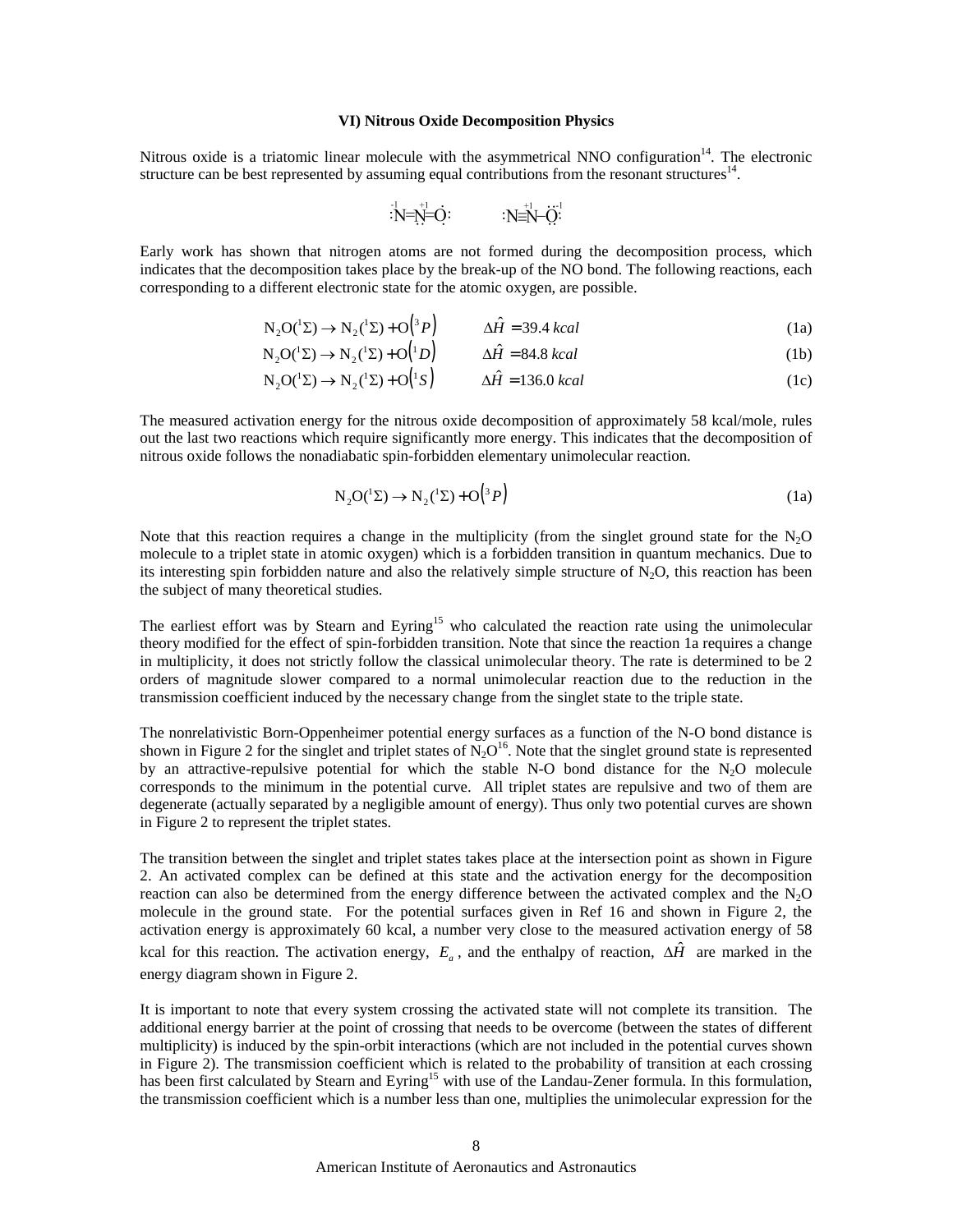### VI) Nitrous Oxide Decomposition Physics

Nitrous oxide is a triatomic linear molecule with the asymmetrical NNO configuration[14]. The electronic structure can be best represented by assuming equal contributions from the resonant structures[14].

$$\overset{-1}{:\ddot{N}}{=}\overset{+1}{N}{=}\ddot{O}: \qquad :N{\equiv}\overset{+1}{N}{-}\overset{-1}{\ddot{\underset{..}{O}}}:$$

Early work has shown that nitrogen atoms are not formed during the decomposition process, which indicates that the decomposition takes place by the break-up of the NO bond. The following reactions, each corresponding to a different electronic state for the atomic oxygen, are possible.

$$N_2O(^1\Sigma) \rightarrow N_2(^1\Sigma) + O(^3P) \qquad \Delta\hat{H} = 39.4\ kcal \tag{1a}$$

$$N_2O(^1\Sigma) \rightarrow N_2(^1\Sigma) + O(^1D) \qquad \Delta\hat{H} = 84.8\ kcal \tag{1b}$$

$$N_2O(^1\Sigma) \rightarrow N_2(^1\Sigma) + O(^1S) \qquad \Delta\hat{H} = 136.0\ kcal \tag{1c}$$

The measured activation energy for the nitrous oxide decomposition of approximately 58 kcal/mole, rules out the last two reactions which require significantly more energy. This indicates that the decomposition of nitrous oxide follows the nonadiabatic spin-forbidden elementary unimolecular reaction.

$$N_2O(^1\Sigma) \rightarrow N_2(^1\Sigma) + O(^3P) \tag{1a}$$

Note that this reaction requires a change in the multiplicity (from the singlet ground state for the $N_2O$ molecule to a triplet state in atomic oxygen) which is a forbidden transition in quantum mechanics. Due to its interesting spin forbidden nature and also the relatively simple structure of $N_2O$, this reaction has been the subject of many theoretical studies.

The earliest effort was by Stearn and Eyring[15] who calculated the reaction rate using the unimolecular theory modified for the effect of spin-forbidden transition. Note that since the reaction 1a requires a change in multiplicity, it does not strictly follow the classical unimolecular theory. The rate is determined to be 2 orders of magnitude slower compared to a normal unimolecular reaction due to the reduction in the transmission coefficient induced by the necessary change from the singlet state to the triple state.

The nonrelativistic Born-Oppenheimer potential energy surfaces as a function of the N-O bond distance is shown in Figure 2 for the singlet and triplet states of $N_2O$[16]. Note that the singlet ground state is represented by an attractive-repulsive potential for which the stable N-O bond distance for the $N_2O$ molecule corresponds to the minimum in the potential curve. All triplet states are repulsive and two of them are degenerate (actually separated by a negligible amount of energy). Thus only two potential curves are shown in Figure 2 to represent the triplet states.

The transition between the singlet and triplet states takes place at the intersection point as shown in Figure 2. An activated complex can be defined at this state and the activation energy for the decomposition reaction can also be determined from the energy difference between the activated complex and the $N_2O$ molecule in the ground state. For the potential surfaces given in Ref 16 and shown in Figure 2, the activation energy is approximately 60 kcal, a number very close to the measured activation energy of 58 kcal for this reaction. The activation energy, $E_a$, and the enthalpy of reaction, $\Delta\hat{H}$ are marked in the energy diagram shown in Figure 2.

It is important to note that every system crossing the activated state will not complete its transition. The additional energy barrier at the point of crossing that needs to be overcome (between the states of different multiplicity) is induced by the spin-orbit interactions (which are not included in the potential curves shown in Figure 2). The transmission coefficient which is related to the probability of transition at each crossing has been first calculated by Stearn and Eyring[15] with use of the Landau-Zener formula. In this formulation, the transmission coefficient which is a number less than one, multiplies the unimolecular expression for the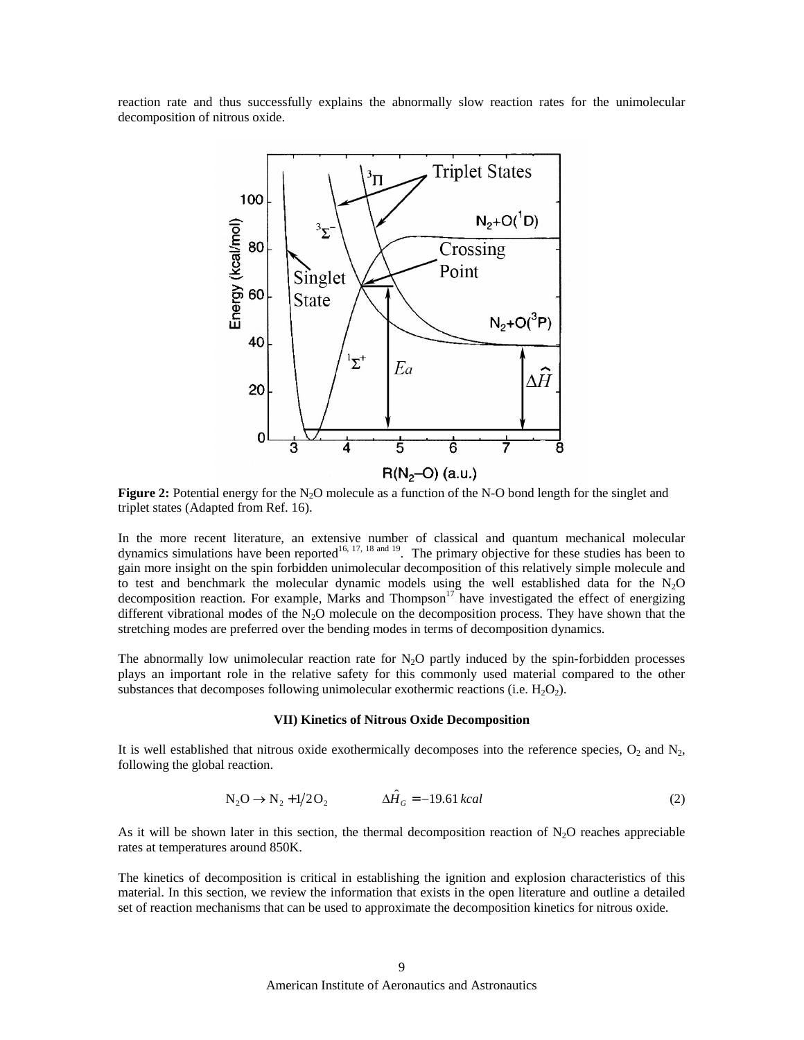reaction rate and thus successfully explains the abnormally slow reaction rates for the unimolecular decomposition of nitrous oxide.

**Figure 2:** Potential energy for the $N_2O$ molecule as a function of the N-O bond length for the singlet and triplet states (Adapted from Ref. 16).

In the more recent literature, an extensive number of classical and quantum mechanical molecular dynamics simulations have been reported[16, 17, 18 and 19]. The primary objective for these studies has been to gain more insight on the spin forbidden unimolecular decomposition of this relatively simple molecule and to test and benchmark the molecular dynamic models using the well established data for the $N_2O$ decomposition reaction. For example, Marks and Thompson[17] have investigated the effect of energizing different vibrational modes of the $N_2O$ molecule on the decomposition process. They have shown that the stretching modes are preferred over the bending modes in terms of decomposition dynamics.

The abnormally low unimolecular reaction rate for $N_2O$ partly induced by the spin-forbidden processes plays an important role in the relative safety for this commonly used material compared to the other substances that decomposes following unimolecular exothermic reactions (i.e. $H_2O_2$).

### VII) Kinetics of Nitrous Oxide Decomposition

It is well established that nitrous oxide exothermically decomposes into the reference species, $O_2$ and $N_2$, following the global reaction.

$$N_2O \rightarrow N_2 + 1/2\,O_2 \qquad \Delta\hat{H}_G = -19.61\,kcal \tag{2}$$

As it will be shown later in this section, the thermal decomposition reaction of $N_2O$ reaches appreciable rates at temperatures around 850K.

The kinetics of decomposition is critical in establishing the ignition and explosion characteristics of this material. In this section, we review the information that exists in the open literature and outline a detailed set of reaction mechanisms that can be used to approximate the decomposition kinetics for nitrous oxide.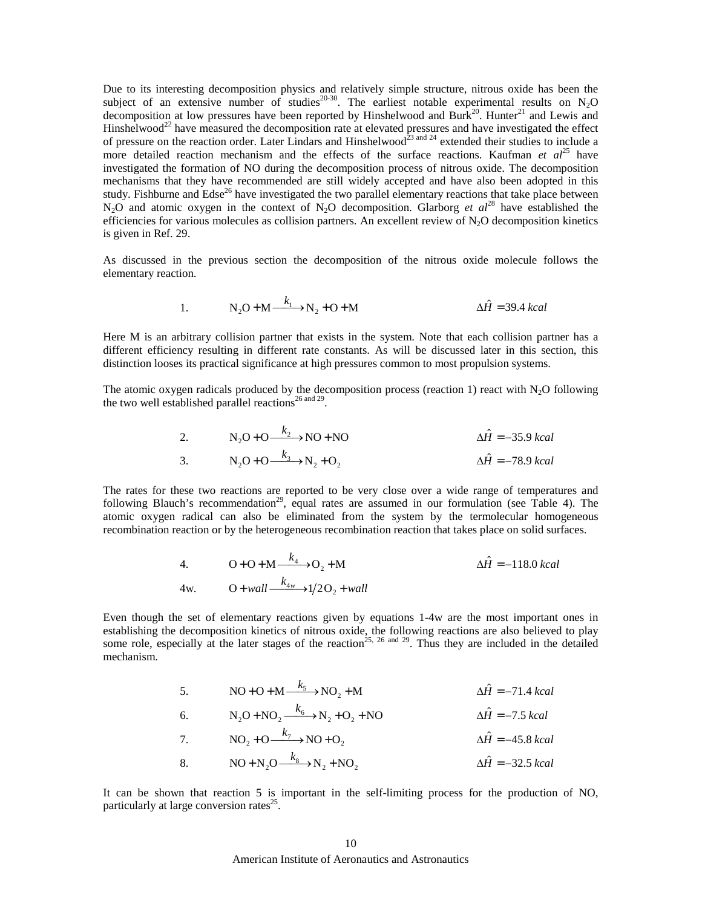Due to its interesting decomposition physics and relatively simple structure, nitrous oxide has been the subject of an extensive number of studies[20-30]. The earliest notable experimental results on $N_2O$ decomposition at low pressures have been reported by Hinshelwood and Burk[20]. Hunter[21] and Lewis and Hinshelwood[22] have measured the decomposition rate at elevated pressures and have investigated the effect of pressure on the reaction order. Later Lindars and Hinshelwood[23 and 24] extended their studies to include a more detailed reaction mechanism and the effects of the surface reactions. Kaufman *et al*[25] have investigated the formation of NO during the decomposition process of nitrous oxide. The decomposition mechanisms that they have recommended are still widely accepted and have also been adopted in this study. Fishburne and Edse[26] have investigated the two parallel elementary reactions that take place between $N_2O$ and atomic oxygen in the context of $N_2O$ decomposition. Glarborg *et al*[28] have established the efficiencies for various molecules as collision partners. An excellent review of $N_2O$ decomposition kinetics is given in Ref. 29.

As discussed in the previous section the decomposition of the nitrous oxide molecule follows the elementary reaction.

$$\text{1.} \qquad N_2O + M \xrightarrow{k_1} N_2 + O + M \qquad \Delta\hat{H} = 39.4\ kcal$$

Here M is an arbitrary collision partner that exists in the system. Note that each collision partner has a different efficiency resulting in different rate constants. As will be discussed later in this section, this distinction looses its practical significance at high pressures common to most propulsion systems.

The atomic oxygen radicals produced by the decomposition process (reaction 1) react with $N_2O$ following the two well established parallel reactions[26 and 29].

$$\text{2.} \qquad N_2O + O \xrightarrow{k_2} NO + NO \qquad \Delta\hat{H} = -35.9\ kcal$$

$$\text{3.} \qquad N_2O + O \xrightarrow{k_3} N_2 + O_2 \qquad \Delta\hat{H} = -78.9\ kcal$$

The rates for these two reactions are reported to be very close over a wide range of temperatures and following Blauch's recommendation[29], equal rates are assumed in our formulation (see Table 4). The atomic oxygen radical can also be eliminated from the system by the termolecular homogeneous recombination reaction or by the heterogeneous recombination reaction that takes place on solid surfaces.

$$\text{4.} \qquad O + O + M \xrightarrow{k_4} O_2 + M \qquad \Delta\hat{H} = -118.0\ kcal$$

$$\text{4w.} \qquad O + wall \xrightarrow{k_{4w}} 1/2\, O_2 + wall$$

Even though the set of elementary reactions given by equations 1-4w are the most important ones in establishing the decomposition kinetics of nitrous oxide, the following reactions are also believed to play some role, especially at the later stages of the reaction[25, 26 and 29]. Thus they are included in the detailed mechanism.

$$\text{5.} \qquad NO + O + M \xrightarrow{k_5} NO_2 + M \qquad \Delta\hat{H} = -71.4\ kcal$$

$$\text{6.} \qquad N_2O + NO_2 \xrightarrow{k_6} N_2 + O_2 + NO \qquad \Delta\hat{H} = -7.5\ kcal$$

$$\text{7.} \qquad NO_2 + O \xrightarrow{k_7} NO + O_2 \qquad \Delta\hat{H} = -45.8\ kcal$$

$$\text{8.} \qquad NO + N_2O \xrightarrow{k_8} N_2 + NO_2 \qquad \Delta\hat{H} = -32.5\ kcal$$

It can be shown that reaction 5 is important in the self-limiting process for the production of NO, particularly at large conversion rates[25].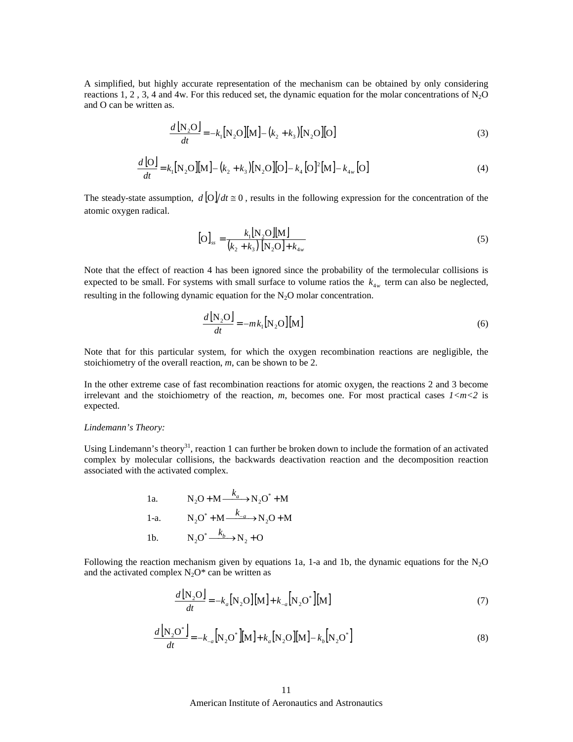A simplified, but highly accurate representation of the mechanism can be obtained by only considering reactions 1, 2 , 3, 4 and 4w. For this reduced set, the dynamic equation for the molar concentrations of $N_2O$ and O can be written as.

$$\frac{d\left[\mathrm{N_2O}\right]}{dt}=-k_1\left[\mathrm{N_2O}\right]\left[\mathrm{M}\right]-\left(k_2+k_3\right)\left[\mathrm{N_2O}\right]\left[\mathrm{O}\right] \tag{3}$$

$$\frac{d\left[\mathrm{O}\right]}{dt}=k_1\left[\mathrm{N_2O}\right]\left[\mathrm{M}\right]-\left(k_2+k_3\right)\left[\mathrm{N_2O}\right]\left[\mathrm{O}\right]-k_4\left[\mathrm{O}\right]^2\left[\mathrm{M}\right]-k_{4w}\left[\mathrm{O}\right] \tag{4}$$

The steady-state assumption, $d\left[\mathrm{O}\right]/dt \cong 0$, results in the following expression for the concentration of the atomic oxygen radical.

$$\left[\mathrm{O}\right]_{ss}=\frac{k_1\left[\mathrm{N_2O}\right]\left[\mathrm{M}\right]}{\left(k_2+k_3\right)\left[\mathrm{N_2O}\right]+k_{4w}} \tag{5}$$

Note that the effect of reaction 4 has been ignored since the probability of the termolecular collisions is expected to be small. For systems with small surface to volume ratios the $k_{4w}$ term can also be neglected, resulting in the following dynamic equation for the $N_2O$ molar concentration.

$$\frac{d\left[\mathrm{N_2O}\right]}{dt}=-mk_1\left[\mathrm{N_2O}\right]\left[\mathrm{M}\right] \tag{6}$$

Note that for this particular system, for which the oxygen recombination reactions are negligible, the stoichiometry of the overall reaction, *m*, can be shown to be 2.

In the other extreme case of fast recombination reactions for atomic oxygen, the reactions 2 and 3 become irrelevant and the stoichiometry of the reaction, *m*, becomes one. For most practical cases $1<m<2$ is expected.

*Lindemann's Theory:*

Using Lindemann's theory[31], reaction 1 can further be broken down to include the formation of an activated complex by molecular collisions, the backwards deactivation reaction and the decomposition reaction associated with the activated complex.

1a. $\quad \mathrm{N_2O}+\mathrm{M}\xrightarrow{k_a}\mathrm{N_2O^*}+\mathrm{M}$

1-a. $\quad \mathrm{N_2O^*}+\mathrm{M}\xrightarrow{k_{-a}}\mathrm{N_2O}+\mathrm{M}$

1b. $\quad \mathrm{N_2O^*}\xrightarrow{k_b}\mathrm{N_2}+\mathrm{O}$

Following the reaction mechanism given by equations 1a, 1-a and 1b, the dynamic equations for the $N_2O$ and the activated complex $N_2O^*$ can be written as

$$\frac{d\left[\mathrm{N_2O}\right]}{dt}=-k_a\left[\mathrm{N_2O}\right]\left[\mathrm{M}\right]+k_{-a}\left[\mathrm{N_2O^*}\right]\left[\mathrm{M}\right] \tag{7}$$

$$\frac{d\left[\mathrm{N_2O^*}\right]}{dt}=-k_{-a}\left[\mathrm{N_2O^*}\right]\left[\mathrm{M}\right]+k_a\left[\mathrm{N_2O}\right]\left[\mathrm{M}\right]-k_b\left[\mathrm{N_2O^*}\right] \tag{8}$$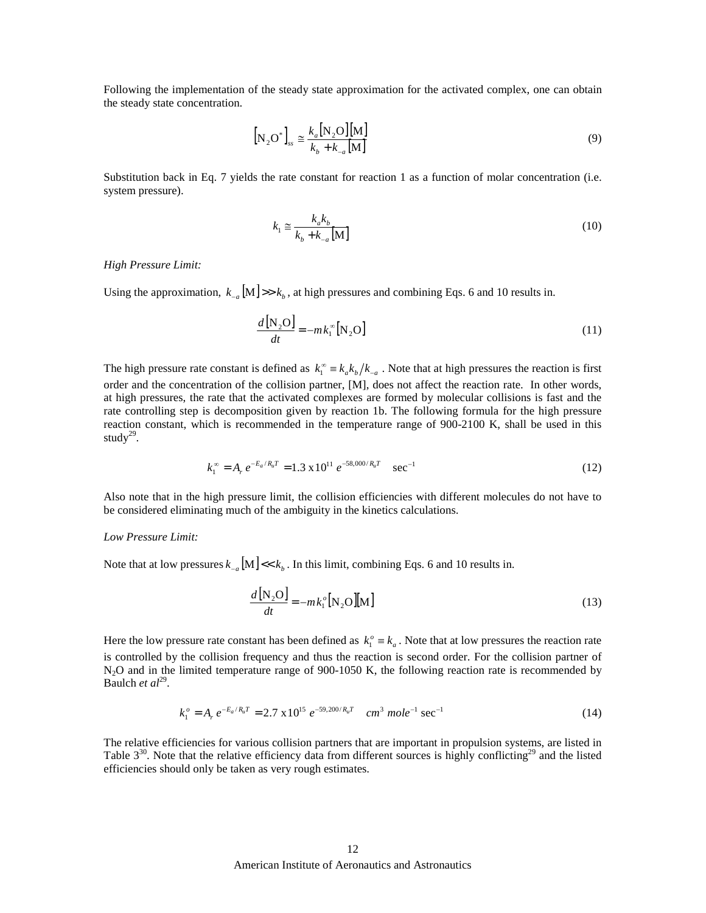Following the implementation of the steady state approximation for the activated complex, one can obtain the steady state concentration.

$$\left[\mathrm{N_2O^*}\right]_{ss} \cong \frac{k_a\left[\mathrm{N_2O}\right]\left[\mathrm{M}\right]}{k_b + k_{-a}\left[\mathrm{M}\right]} \tag{9}$$

Substitution back in Eq. 7 yields the rate constant for reaction 1 as a function of molar concentration (i.e. system pressure).

$$k_1 \cong \frac{k_a k_b}{k_b + k_{-a}\left[\mathrm{M}\right]} \tag{10}$$

*High Pressure Limit:*

Using the approximation, $k_{-a}\left[\mathrm{M}\right] >> k_b$, at high pressures and combining Eqs. 6 and 10 results in.

$$\frac{d\left[\mathrm{N_2O}\right]}{dt} = -m\,k_1^{\infty}\left[\mathrm{N_2O}\right] \tag{11}$$

The high pressure rate constant is defined as $k_1^{\infty} \equiv k_a k_b / k_{-a}$. Note that at high pressures the reaction is first order and the concentration of the collision partner, [M], does not affect the reaction rate. In other words, at high pressures, the rate that the activated complexes are formed by molecular collisions is fast and the rate controlling step is decomposition given by reaction 1b. The following formula for the high pressure reaction constant, which is recommended in the temperature range of 900-2100 K, shall be used in this study[29].

$$k_1^{\infty} = A_r\, e^{-E_a/R_u T} = 1.3 \times 10^{11}\, e^{-58{,}000/R_u T} \quad \mathrm{sec}^{-1} \tag{12}$$

Also note that in the high pressure limit, the collision efficiencies with different molecules do not have to be considered eliminating much of the ambiguity in the kinetics calculations.

*Low Pressure Limit:*

Note that at low pressures $k_{-a}\left[\mathrm{M}\right] << k_b$. In this limit, combining Eqs. 6 and 10 results in.

$$\frac{d\left[\mathrm{N_2O}\right]}{dt} = -m\,k_1^{o}\left[\mathrm{N_2O}\right]\left[\mathrm{M}\right] \tag{13}$$

Here the low pressure rate constant has been defined as $k_1^{o} \equiv k_a$. Note that at low pressures the reaction rate is controlled by the collision frequency and thus the reaction is second order. For the collision partner of $N_2O$ and in the limited temperature range of 900-1050 K, the following reaction rate is recommended by Baulch *et al*[29].

$$k_1^{o} = A_r\, e^{-E_a/R_u T} = 2.7 \times 10^{15}\, e^{-59{,}200/R_u T} \quad cm^3\ mole^{-1}\ \mathrm{sec}^{-1} \tag{14}$$

The relative efficiencies for various collision partners that are important in propulsion systems, are listed in Table 3[30]. Note that the relative efficiency data from different sources is highly conflicting[29] and the listed efficiencies should only be taken as very rough estimates.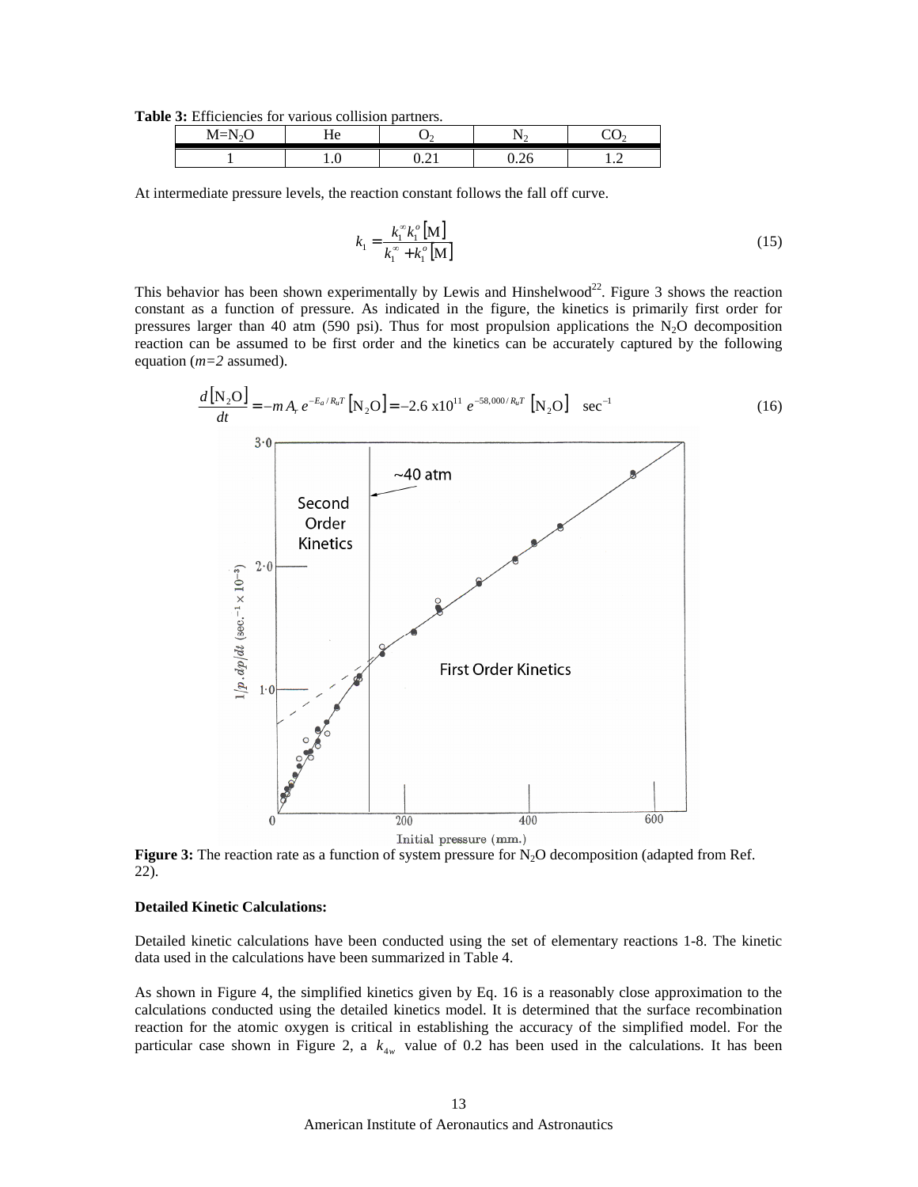**Table 3:** Efficiencies for various collision partners.

| $M=N_2O$ | He | $O_2$ | $N_2$ | $CO_2$ |
|---|---|---|---|---|
| 1 | 1.0 | 0.21 | 0.26 | 1.2 |

At intermediate pressure levels, the reaction constant follows the fall off curve.

$$k_1 = \frac{k_1^{\infty} k_1^{o} [\mathrm{M}]}{k_1^{\infty} + k_1^{o} [\mathrm{M}]} \tag{15}$$

This behavior has been shown experimentally by Lewis and Hinshelwood[22]. Figure 3 shows the reaction constant as a function of pressure. As indicated in the figure, the kinetics is primarily first order for pressures larger than 40 atm (590 psi). Thus for most propulsion applications the $N_2O$ decomposition reaction can be assumed to be first order and the kinetics can be accurately captured by the following equation (*m=2* assumed).

$$\frac{d[\mathrm{N_2O}]}{dt} = -m\, A_r\, e^{-E_a/R_uT} [\mathrm{N_2O}] = -2.6 \text{ x}10^{11}\, e^{-58{,}000/R_uT}\, [\mathrm{N_2O}] \quad \sec^{-1} \tag{16}$$

**Figure 3:** The reaction rate as a function of system pressure for $N_2O$ decomposition (adapted from Ref. 22).

**Detailed Kinetic Calculations:**

Detailed kinetic calculations have been conducted using the set of elementary reactions 1-8. The kinetic data used in the calculations have been summarized in Table 4.

As shown in Figure 4, the simplified kinetics given by Eq. 16 is a reasonably close approximation to the calculations conducted using the detailed kinetics model. It is determined that the surface recombination reaction for the atomic oxygen is critical in establishing the accuracy of the simplified model. For the particular case shown in Figure 2, a $k_{4w}$ value of 0.2 has been used in the calculations. It has been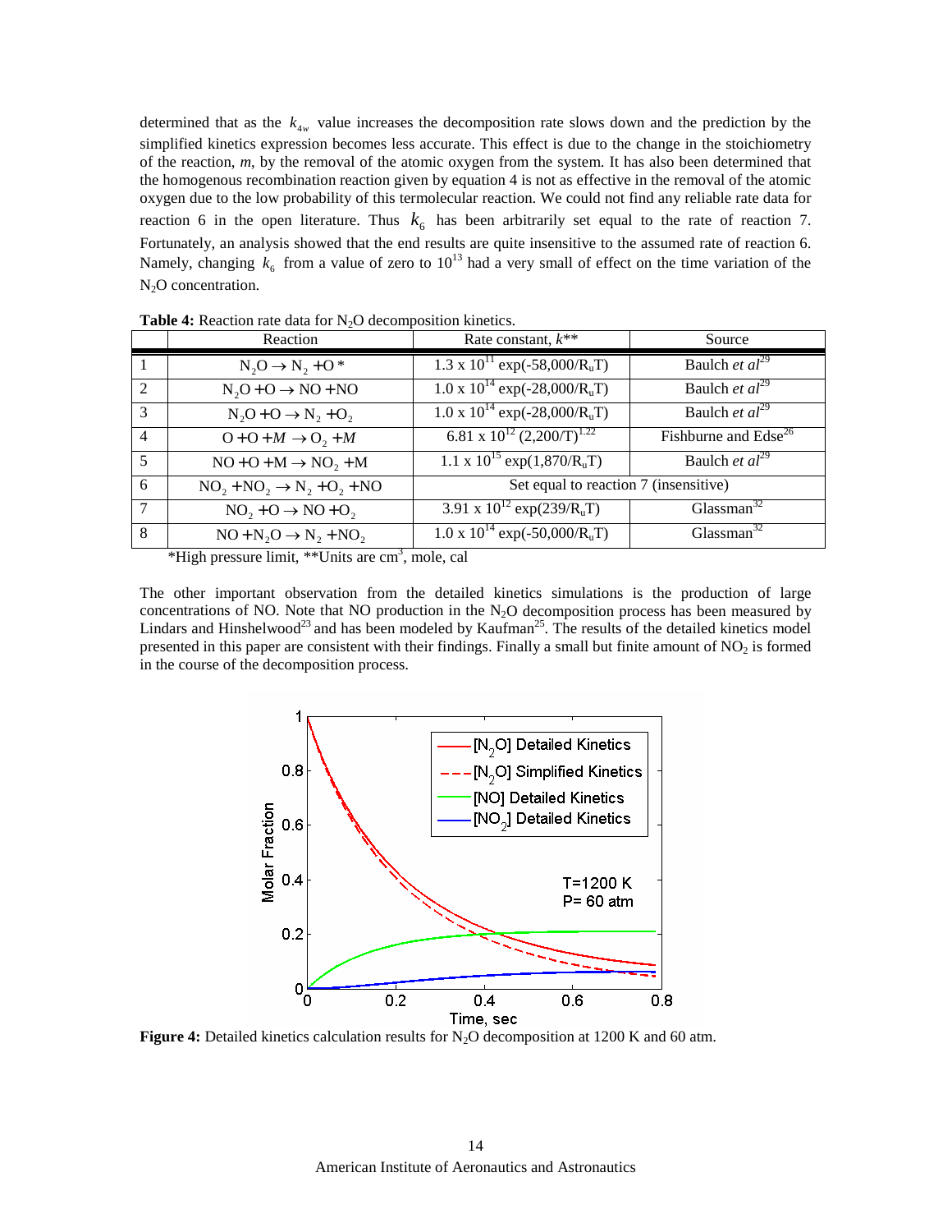determined that as the $k_{4w}$ value increases the decomposition rate slows down and the prediction by the simplified kinetics expression becomes less accurate. This effect is due to the change in the stoichiometry of the reaction, *m*, by the removal of the atomic oxygen from the system. It has also been determined that the homogenous recombination reaction given by equation 4 is not as effective in the removal of the atomic oxygen due to the low probability of this termolecular reaction. We could not find any reliable rate data for reaction 6 in the open literature. Thus $k_6$ has been arbitrarily set equal to the rate of reaction 7. Fortunately, an analysis showed that the end results are quite insensitive to the assumed rate of reaction 6. Namely, changing $k_6$ from a value of zero to $10^{13}$ had a very small of effect on the time variation of the $N_2O$ concentration.

**Table 4:** Reaction rate data for $N_2O$ decomposition kinetics.

| | Reaction | Rate constant, *k*** | Source |
|---|---|---|---|
| 1 | $N_2O \rightarrow N_2 + O$ * | $1.3 \times 10^{11} \exp(-58{,}000/R_uT)$ | Baulch *et al*[29] |
| 2 | $N_2O + O \rightarrow NO + NO$ | $1.0 \times 10^{14} \exp(-28{,}000/R_uT)$ | Baulch *et al*[29] |
| 3 | $N_2O + O \rightarrow N_2 + O_2$ | $1.0 \times 10^{14} \exp(-28{,}000/R_uT)$ | Baulch *et al*[29] |
| 4 | $O + O + M \rightarrow O_2 + M$ | $6.81 \times 10^{12} (2{,}200/T)^{1.22}$ | Fishburne and Edse[26] |
| 5 | $NO + O + M \rightarrow NO_2 + M$ | $1.1 \times 10^{15} \exp(1{,}870/R_uT)$ | Baulch *et al*[29] |
| 6 | $NO_2 + NO_2 \rightarrow N_2 + O_2 + NO$ | Set equal to reaction 7 (insensitive) | |
| 7 | $NO_2 + O \rightarrow NO + O_2$ | $3.91 \times 10^{12} \exp(239/R_uT)$ | Glassman[32] |
| 8 | $NO + N_2O \rightarrow N_2 + NO_2$ | $1.0 \times 10^{14} \exp(-50{,}000/R_uT)$ | Glassman[32] |

*High pressure limit, **Units are $cm^3$, mole, cal

The other important observation from the detailed kinetics simulations is the production of large concentrations of NO. Note that NO production in the $N_2O$ decomposition process has been measured by Lindars and Hinshelwood[23] and has been modeled by Kaufman[25]. The results of the detailed kinetics model presented in this paper are consistent with their findings. Finally a small but finite amount of $NO_2$ is formed in the course of the decomposition process.

**Figure 4:** Detailed kinetics calculation results for $N_2O$ decomposition at 1200 K and 60 atm.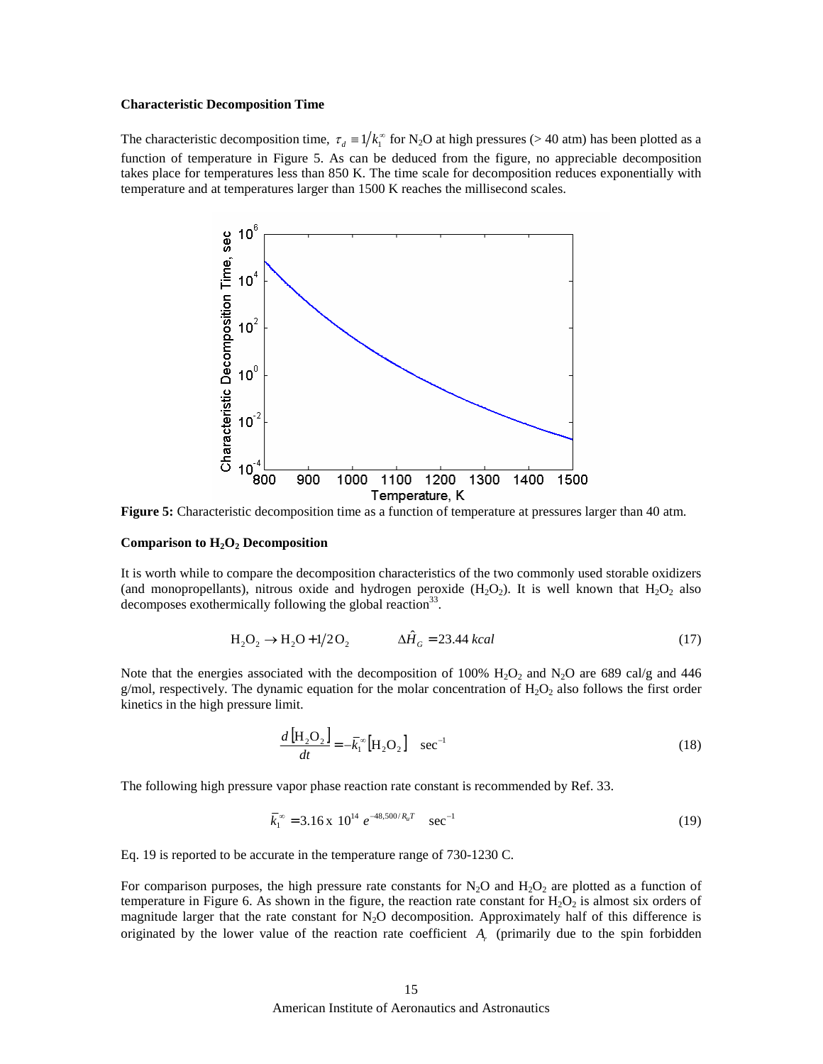**Characteristic Decomposition Time**

The characteristic decomposition time, $\tau_d \equiv 1/k_1^\infty$ for $N_2O$ at high pressures (> 40 atm) has been plotted as a function of temperature in Figure 5. As can be deduced from the figure, no appreciable decomposition takes place for temperatures less than 850 K. The time scale for decomposition reduces exponentially with temperature and at temperatures larger than 1500 K reaches the millisecond scales.

**Figure 5:** Characteristic decomposition time as a function of temperature at pressures larger than 40 atm.

**Comparison to $H_2O_2$ Decomposition**

It is worth while to compare the decomposition characteristics of the two commonly used storable oxidizers (and monopropellants), nitrous oxide and hydrogen peroxide ($H_2O_2$). It is well known that $H_2O_2$ also decomposes exothermically following the global reaction[33].

$$H_2O_2 \rightarrow H_2O + 1/2\,O_2 \qquad \Delta\hat{H}_G = 23.44\ kcal \tag{17}$$

Note that the energies associated with the decomposition of 100% $H_2O_2$ and $N_2O$ are 689 cal/g and 446 g/mol, respectively. The dynamic equation for the molar concentration of $H_2O_2$ also follows the first order kinetics in the high pressure limit.

$$\frac{d\left[H_2O_2\right]}{dt} = -\bar{k}_1^\infty \left[H_2O_2\right] \quad \sec^{-1} \tag{18}$$

The following high pressure vapor phase reaction rate constant is recommended by Ref. 33.

$$\bar{k}_1^\infty = 3.16 \times 10^{14}\ e^{-48{,}500/R_uT} \quad \sec^{-1} \tag{19}$$

Eq. 19 is reported to be accurate in the temperature range of 730-1230 C.

For comparison purposes, the high pressure rate constants for $N_2O$ and $H_2O_2$ are plotted as a function of temperature in Figure 6. As shown in the figure, the reaction rate constant for $H_2O_2$ is almost six orders of magnitude larger that the rate constant for $N_2O$ decomposition. Approximately half of this difference is originated by the lower value of the reaction rate coefficient $A_r$ (primarily due to the spin forbidden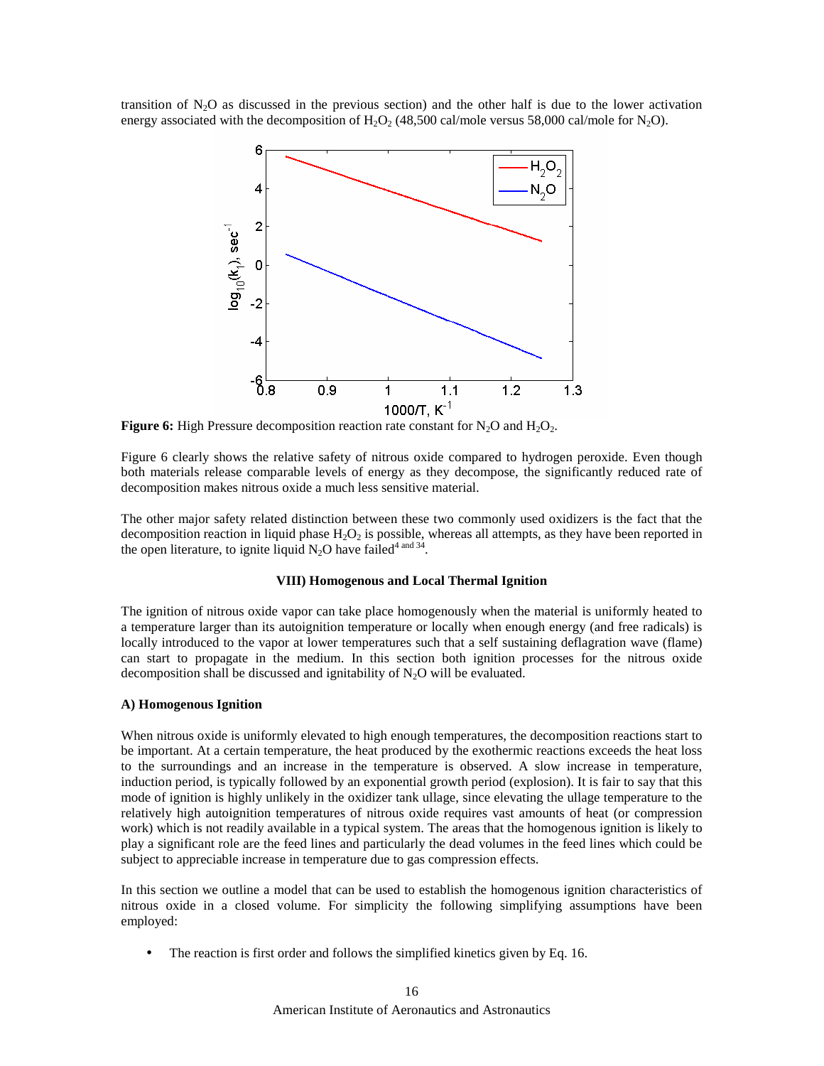transition of $N_2O$ as discussed in the previous section) and the other half is due to the lower activation energy associated with the decomposition of $H_2O_2$ (48,500 cal/mole versus 58,000 cal/mole for $N_2O$).

**Figure 6:** High Pressure decomposition reaction rate constant for $N_2O$ and $H_2O_2$.

Figure 6 clearly shows the relative safety of nitrous oxide compared to hydrogen peroxide. Even though both materials release comparable levels of energy as they decompose, the significantly reduced rate of decomposition makes nitrous oxide a much less sensitive material.

The other major safety related distinction between these two commonly used oxidizers is the fact that the decomposition reaction in liquid phase $H_2O_2$ is possible, whereas all attempts, as they have been reported in the open literature, to ignite liquid $N_2O$ have failed[4 and 34].

## VIII) Homogenous and Local Thermal Ignition

The ignition of nitrous oxide vapor can take place homogenously when the material is uniformly heated to a temperature larger than its autoignition temperature or locally when enough energy (and free radicals) is locally introduced to the vapor at lower temperatures such that a self sustaining deflagration wave (flame) can start to propagate in the medium. In this section both ignition processes for the nitrous oxide decomposition shall be discussed and ignitability of $N_2O$ will be evaluated.

### A) Homogenous Ignition

When nitrous oxide is uniformly elevated to high enough temperatures, the decomposition reactions start to be important. At a certain temperature, the heat produced by the exothermic reactions exceeds the heat loss to the surroundings and an increase in the temperature is observed. A slow increase in temperature, induction period, is typically followed by an exponential growth period (explosion). It is fair to say that this mode of ignition is highly unlikely in the oxidizer tank ullage, since elevating the ullage temperature to the relatively high autoignition temperatures of nitrous oxide requires vast amounts of heat (or compression work) which is not readily available in a typical system. The areas that the homogenous ignition is likely to play a significant role are the feed lines and particularly the dead volumes in the feed lines which could be subject to appreciable increase in temperature due to gas compression effects.

In this section we outline a model that can be used to establish the homogenous ignition characteristics of nitrous oxide in a closed volume. For simplicity the following simplifying assumptions have been employed:

- The reaction is first order and follows the simplified kinetics given by Eq. 16.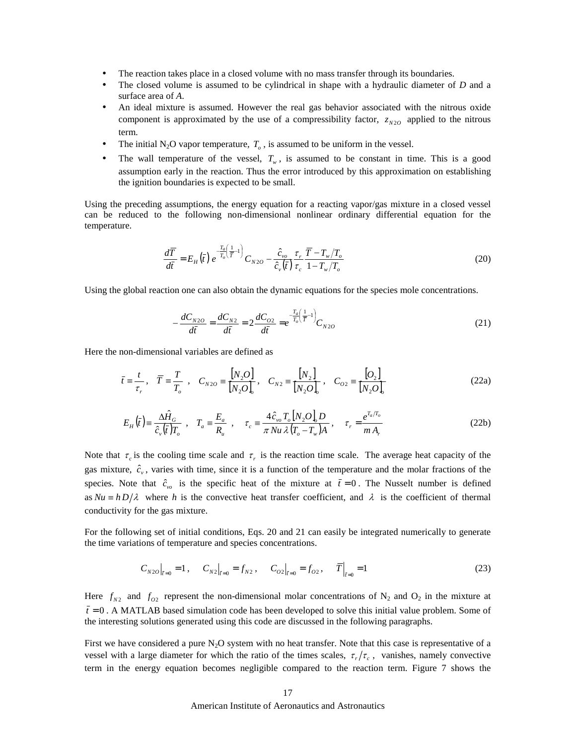- The reaction takes place in a closed volume with no mass transfer through its boundaries.
- The closed volume is assumed to be cylindrical in shape with a hydraulic diameter of *D* and a surface area of *A*.
- An ideal mixture is assumed. However the real gas behavior associated with the nitrous oxide component is approximated by the use of a compressibility factor, $z_{N2O}$ applied to the nitrous term.
- The initial $N_2O$ vapor temperature, $T_o$, is assumed to be uniform in the vessel.
- The wall temperature of the vessel, $T_w$, is assumed to be constant in time. This is a good assumption early in the reaction. Thus the error introduced by this approximation on establishing the ignition boundaries is expected to be small.

Using the preceding assumptions, the energy equation for a reacting vapor/gas mixture in a closed vessel can be reduced to the following non-dimensional nonlinear ordinary differential equation for the temperature.

$$\frac{d\overline{T}}{d\bar{t}} = E_H(\bar{t})\, e^{-\frac{T_a}{T_o}\left(\frac{1}{\overline{T}}-1\right)} C_{N2O} - \frac{\hat{c}_{vo}}{\hat{c}_v(\bar{t})}\frac{\tau_r}{\tau_c}\frac{\overline{T} - T_w/T_o}{1 - T_w/T_o} \tag{20}$$

Using the global reaction one can also obtain the dynamic equations for the species mole concentrations.

$$-\frac{dC_{N2O}}{d\bar{t}} = \frac{dC_{N2}}{d\bar{t}} = 2\frac{dC_{O2}}{d\bar{t}} = e^{-\frac{T_a}{T_o}\left(\frac{1}{\overline{T}}-1\right)} C_{N2O} \tag{21}$$

Here the non-dimensional variables are defined as

$$\bar{t} \equiv \frac{t}{\tau_r}, \quad \overline{T} \equiv \frac{T}{T_o}, \quad C_{N2O} \equiv \frac{[N_2O]}{[N_2O]_o}, \quad C_{N2} \equiv \frac{[N_2]}{[N_2O]_o}, \quad C_{O2} \equiv \frac{[O_2]}{[N_2O]_o} \tag{22a}$$

$$E_H(\bar{t}) \equiv \frac{\Delta \hat{H}_G}{\hat{c}_v(\bar{t})T_o}, \quad T_a \equiv \frac{E_a}{R_u}, \quad \tau_c \equiv \frac{4\hat{c}_{vo}T_o[N_2O]_o D}{\pi\, Nu\, \lambda\,(T_o - T_w)A}, \quad \tau_r = \frac{e^{T_a/T_o}}{m A_r} \tag{22b}$$

Note that $\tau_c$ is the cooling time scale and $\tau_r$ is the reaction time scale. The average heat capacity of the gas mixture, $\hat{c}_v$, varies with time, since it is a function of the temperature and the molar fractions of the species. Note that $\hat{c}_{vo}$ is the specific heat of the mixture at $\bar{t} = 0$. The Nusselt number is defined as $Nu \equiv hD/\lambda$ where *h* is the convective heat transfer coefficient, and $\lambda$ is the coefficient of thermal conductivity for the gas mixture.

For the following set of initial conditions, Eqs. 20 and 21 can easily be integrated numerically to generate the time variations of temperature and species concentrations.

$$C_{N2O}\big|_{\bar{t}=0} = 1, \quad C_{N2}\big|_{\bar{t}=0} = f_{N2}, \quad C_{O2}\big|_{\bar{t}=0} = f_{O2}, \quad \overline{T}\big|_{\bar{t}=0} = 1 \tag{23}$$

Here $f_{N2}$ and $f_{O2}$ represent the non-dimensional molar concentrations of $N_2$ and $O_2$ in the mixture at $\bar{t} = 0$. A MATLAB based simulation code has been developed to solve this initial value problem. Some of the interesting solutions generated using this code are discussed in the following paragraphs.

First we have considered a pure $N_2O$ system with no heat transfer. Note that this case is representative of a vessel with a large diameter for which the ratio of the times scales, $\tau_r/\tau_c$, vanishes, namely convective term in the energy equation becomes negligible compared to the reaction term. Figure 7 shows the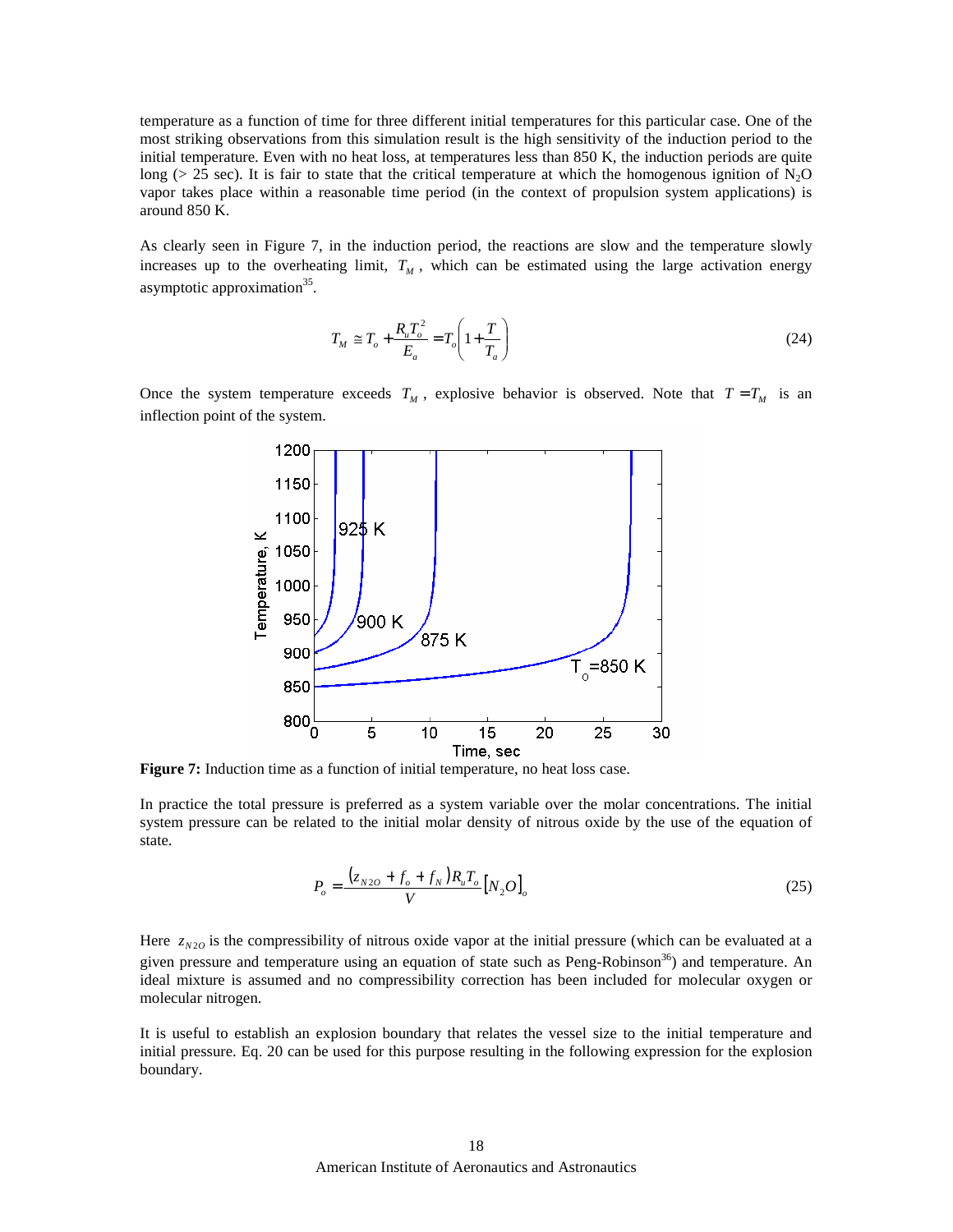temperature as a function of time for three different initial temperatures for this particular case. One of the most striking observations from this simulation result is the high sensitivity of the induction period to the initial temperature. Even with no heat loss, at temperatures less than 850 K, the induction periods are quite long (> 25 sec). It is fair to state that the critical temperature at which the homogenous ignition of $N_2O$ vapor takes place within a reasonable time period (in the context of propulsion system applications) is around 850 K.

As clearly seen in Figure 7, in the induction period, the reactions are slow and the temperature slowly increases up to the overheating limit, $T_M$, which can be estimated using the large activation energy asymptotic approximation[35].

$$T_M \cong T_o + \frac{R_u T_o^2}{E_a} = T_o\left(1 + \frac{T}{T_a}\right) \tag{24}$$

Once the system temperature exceeds $T_M$, explosive behavior is observed. Note that $T = T_M$ is an inflection point of the system.

**Figure 7:** Induction time as a function of initial temperature, no heat loss case.

In practice the total pressure is preferred as a system variable over the molar concentrations. The initial system pressure can be related to the initial molar density of nitrous oxide by the use of the equation of state.

$$P_o = \frac{(z_{N2O} + f_o + f_N) R_u T_o}{V}\left[N_2O\right]_o \tag{25}$$

Here $z_{N2O}$ is the compressibility of nitrous oxide vapor at the initial pressure (which can be evaluated at a given pressure and temperature using an equation of state such as Peng-Robinson[36]) and temperature. An ideal mixture is assumed and no compressibility correction has been included for molecular oxygen or molecular nitrogen.

It is useful to establish an explosion boundary that relates the vessel size to the initial temperature and initial pressure. Eq. 20 can be used for this purpose resulting in the following expression for the explosion boundary.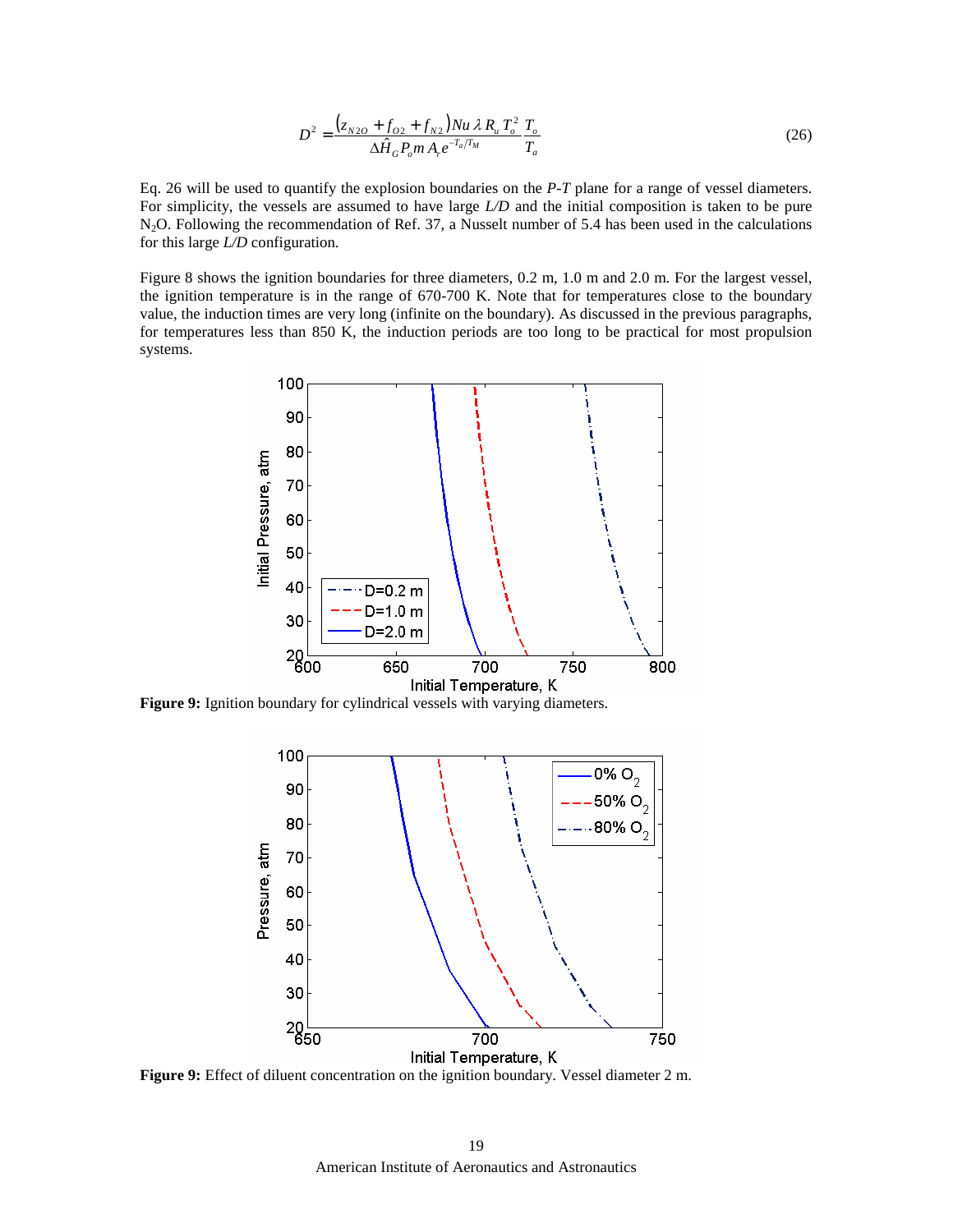$$D^2 = \frac{\left(z_{N2O} + f_{O2} + f_{N2}\right) Nu\, \lambda\, R_u\, T_o^2}{\Delta \hat{H}_G P_o m\, A_r e^{-T_a/T_M}} \frac{T_o}{T_a} \tag{26}$$

Eq. 26 will be used to quantify the explosion boundaries on the *P*-*T* plane for a range of vessel diameters. For simplicity, the vessels are assumed to have large *L*/*D* and the initial composition is taken to be pure $N_2O$. Following the recommendation of Ref. 37, a Nusselt number of 5.4 has been used in the calculations for this large *L*/*D* configuration.

Figure 8 shows the ignition boundaries for three diameters, 0.2 m, 1.0 m and 2.0 m. For the largest vessel, the ignition temperature is in the range of 670-700 K. Note that for temperatures close to the boundary value, the induction times are very long (infinite on the boundary). As discussed in the previous paragraphs, for temperatures less than 850 K, the induction periods are too long to be practical for most propulsion systems.

**Figure 9:** Ignition boundary for cylindrical vessels with varying diameters.

**Figure 9:** Effect of diluent concentration on the ignition boundary. Vessel diameter 2 m.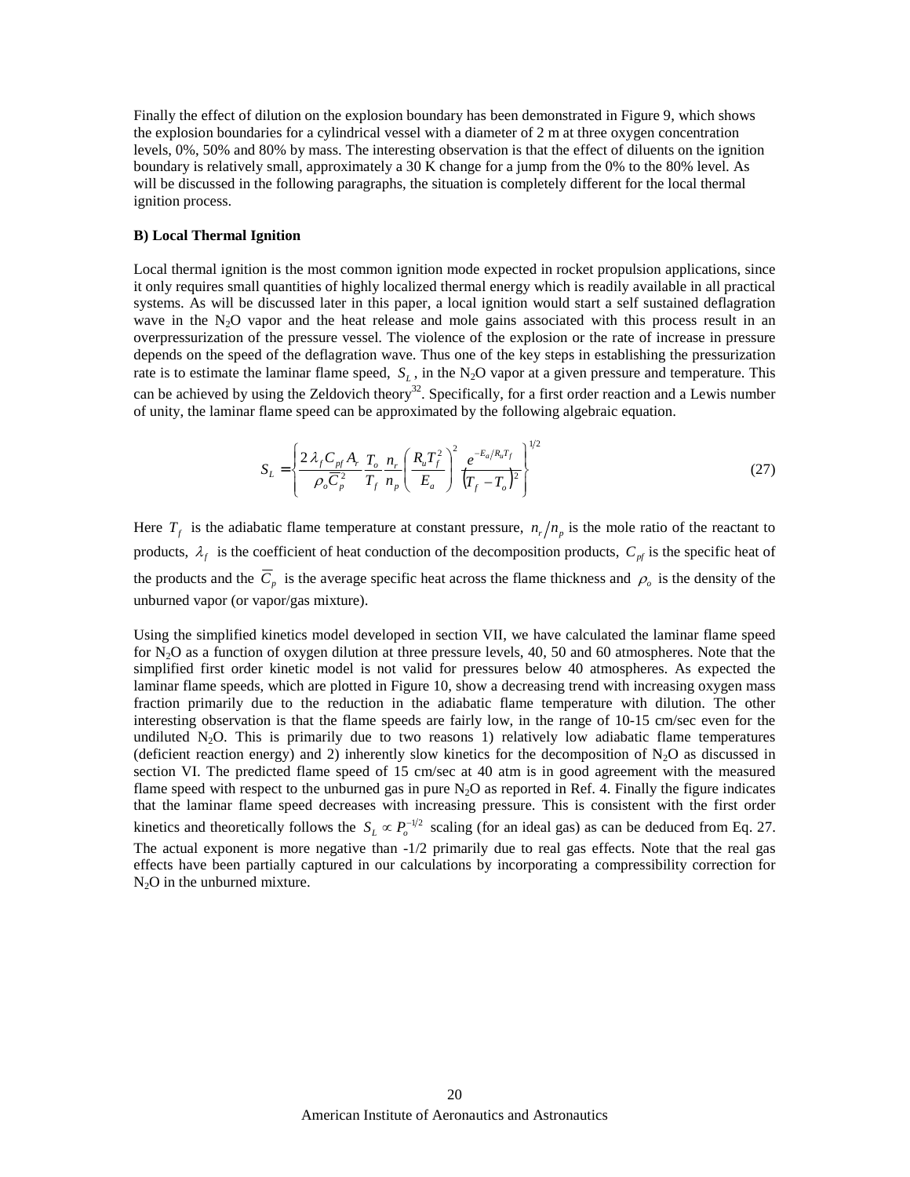Finally the effect of dilution on the explosion boundary has been demonstrated in Figure 9, which shows the explosion boundaries for a cylindrical vessel with a diameter of 2 m at three oxygen concentration levels, 0%, 50% and 80% by mass. The interesting observation is that the effect of diluents on the ignition boundary is relatively small, approximately a 30 K change for a jump from the 0% to the 80% level. As will be discussed in the following paragraphs, the situation is completely different for the local thermal ignition process.

**B) Local Thermal Ignition**

Local thermal ignition is the most common ignition mode expected in rocket propulsion applications, since it only requires small quantities of highly localized thermal energy which is readily available in all practical systems. As will be discussed later in this paper, a local ignition would start a self sustained deflagration wave in the $N_2O$ vapor and the heat release and mole gains associated with this process result in an overpressurization of the pressure vessel. The violence of the explosion or the rate of increase in pressure depends on the speed of the deflagration wave. Thus one of the key steps in establishing the pressurization rate is to estimate the laminar flame speed, $S_L$, in the $N_2O$ vapor at a given pressure and temperature. This can be achieved by using the Zeldovich theory[32]. Specifically, for a first order reaction and a Lewis number of unity, the laminar flame speed can be approximated by the following algebraic equation.

$$S_L = \left\{ \frac{2\lambda_f C_{pf} A_r}{\rho_o \overline{C}_p^2} \frac{T_o}{T_f} \frac{n_r}{n_p} \left( \frac{R_u T_f^2}{E_a} \right)^2 \frac{e^{-E_a/R_u T_f}}{\left(T_f - T_o\right)^2} \right\}^{1/2} \tag{27}$$

Here $T_f$ is the adiabatic flame temperature at constant pressure, $n_r/n_p$ is the mole ratio of the reactant to products, $\lambda_f$ is the coefficient of heat conduction of the decomposition products, $C_{pf}$ is the specific heat of the products and the $\overline{C}_p$ is the average specific heat across the flame thickness and $\rho_o$ is the density of the unburned vapor (or vapor/gas mixture).

Using the simplified kinetics model developed in section VII, we have calculated the laminar flame speed for $N_2O$ as a function of oxygen dilution at three pressure levels, 40, 50 and 60 atmospheres. Note that the simplified first order kinetic model is not valid for pressures below 40 atmospheres. As expected the laminar flame speeds, which are plotted in Figure 10, show a decreasing trend with increasing oxygen mass fraction primarily due to the reduction in the adiabatic flame temperature with dilution. The other interesting observation is that the flame speeds are fairly low, in the range of 10-15 cm/sec even for the undiluted $N_2O$. This is primarily due to two reasons 1) relatively low adiabatic flame temperatures (deficient reaction energy) and 2) inherently slow kinetics for the decomposition of $N_2O$ as discussed in section VI. The predicted flame speed of 15 cm/sec at 40 atm is in good agreement with the measured flame speed with respect to the unburned gas in pure $N_2O$ as reported in Ref. 4. Finally the figure indicates that the laminar flame speed decreases with increasing pressure. This is consistent with the first order kinetics and theoretically follows the $S_L \propto P_o^{-1/2}$ scaling (for an ideal gas) as can be deduced from Eq. 27. The actual exponent is more negative than -1/2 primarily due to real gas effects. Note that the real gas effects have been partially captured in our calculations by incorporating a compressibility correction for $N_2O$ in the unburned mixture.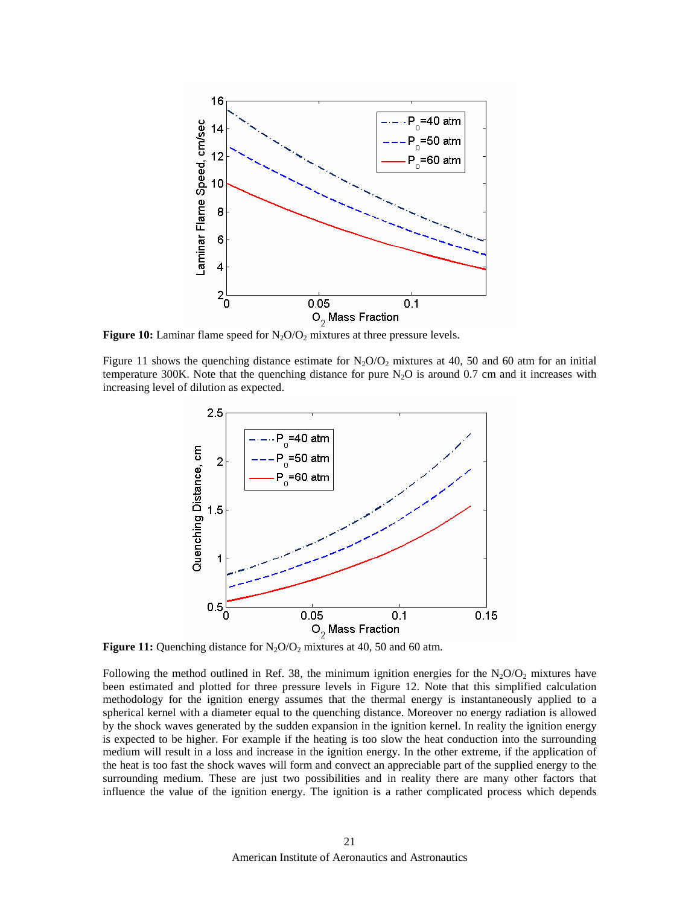**Figure 10:** Laminar flame speed for $N_2O/O_2$ mixtures at three pressure levels.

Figure 11 shows the quenching distance estimate for $N_2O/O_2$ mixtures at 40, 50 and 60 atm for an initial temperature 300K. Note that the quenching distance for pure $N_2O$ is around 0.7 cm and it increases with increasing level of dilution as expected.

**Figure 11:** Quenching distance for $N_2O/O_2$ mixtures at 40, 50 and 60 atm.

Following the method outlined in Ref. 38, the minimum ignition energies for the $N_2O/O_2$ mixtures have been estimated and plotted for three pressure levels in Figure 12. Note that this simplified calculation methodology for the ignition energy assumes that the thermal energy is instantaneously applied to a spherical kernel with a diameter equal to the quenching distance. Moreover no energy radiation is allowed by the shock waves generated by the sudden expansion in the ignition kernel. In reality the ignition energy is expected to be higher. For example if the heating is too slow the heat conduction into the surrounding medium will result in a loss and increase in the ignition energy. In the other extreme, if the application of the heat is too fast the shock waves will form and convect an appreciable part of the supplied energy to the surrounding medium. These are just two possibilities and in reality there are many other factors that influence the value of the ignition energy. The ignition is a rather complicated process which depends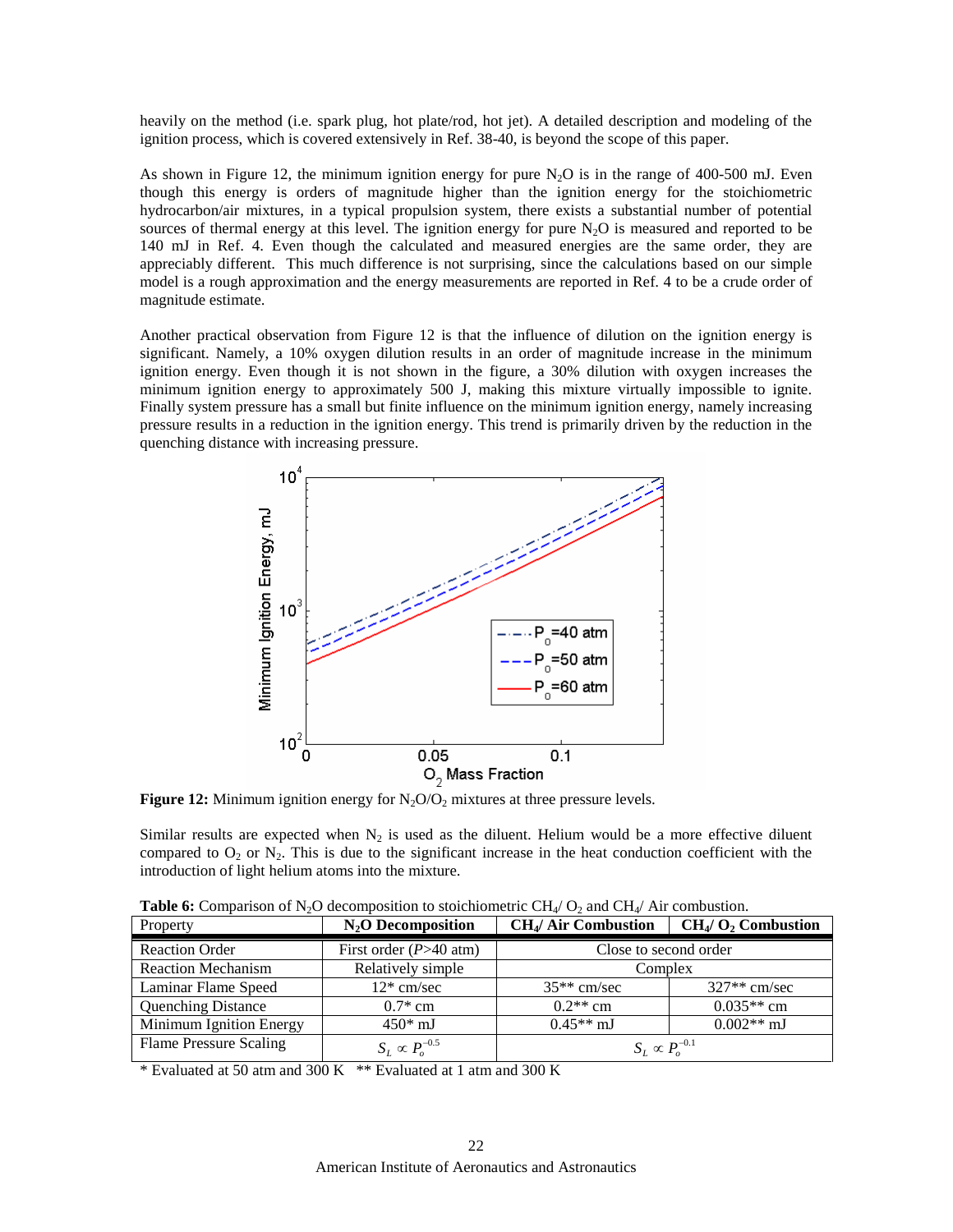heavily on the method (i.e. spark plug, hot plate/rod, hot jet). A detailed description and modeling of the ignition process, which is covered extensively in Ref. 38-40, is beyond the scope of this paper.

As shown in Figure 12, the minimum ignition energy for pure $N_2O$ is in the range of 400-500 mJ. Even though this energy is orders of magnitude higher than the ignition energy for the stoichiometric hydrocarbon/air mixtures, in a typical propulsion system, there exists a substantial number of potential sources of thermal energy at this level. The ignition energy for pure $N_2O$ is measured and reported to be 140 mJ in Ref. 4. Even though the calculated and measured energies are the same order, they are appreciably different. This much difference is not surprising, since the calculations based on our simple model is a rough approximation and the energy measurements are reported in Ref. 4 to be a crude order of magnitude estimate.

Another practical observation from Figure 12 is that the influence of dilution on the ignition energy is significant. Namely, a 10% oxygen dilution results in an order of magnitude increase in the minimum ignition energy. Even though it is not shown in the figure, a 30% dilution with oxygen increases the minimum ignition energy to approximately 500 J, making this mixture virtually impossible to ignite. Finally system pressure has a small but finite influence on the minimum ignition energy, namely increasing pressure results in a reduction in the ignition energy. This trend is primarily driven by the reduction in the quenching distance with increasing pressure.

**Figure 12:** Minimum ignition energy for $N_2O/O_2$ mixtures at three pressure levels.

Similar results are expected when $N_2$ is used as the diluent. Helium would be a more effective diluent compared to $O_2$ or $N_2$. This is due to the significant increase in the heat conduction coefficient with the introduction of light helium atoms into the mixture.

**Table 6:** Comparison of $N_2O$ decomposition to stoichiometric $CH_4/O_2$ and $CH_4$/ Air combustion.

| Property | $N_2O$ Decomposition | $CH_4$/ Air Combustion | $CH_4/O_2$ Combustion |
|---|---|---|---|
| Reaction Order | First order ($P$>40 atm) | Close to second order | |
| Reaction Mechanism | Relatively simple | Complex | |
| Laminar Flame Speed | 12* cm/sec | 35** cm/sec | 327** cm/sec |
| Quenching Distance | 0.7* cm | 0.2** cm | 0.035** cm |
| Minimum Ignition Energy | 450* mJ | 0.45** mJ | 0.002** mJ |
| Flame Pressure Scaling | $S_L \propto P_o^{-0.5}$ | $S_L \propto P_o^{-0.1}$ | |

\* Evaluated at 50 atm and 300 K  ** Evaluated at 1 atm and 300 K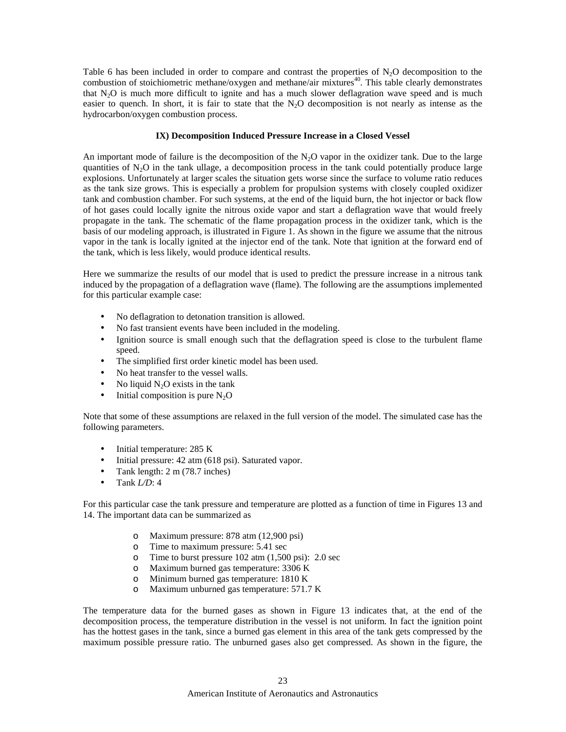Table 6 has been included in order to compare and contrast the properties of $N_2O$ decomposition to the combustion of stoichiometric methane/oxygen and methane/air mixtures[40]. This table clearly demonstrates that $N_2O$ is much more difficult to ignite and has a much slower deflagration wave speed and is much easier to quench. In short, it is fair to state that the $N_2O$ decomposition is not nearly as intense as the hydrocarbon/oxygen combustion process.

### IX) Decomposition Induced Pressure Increase in a Closed Vessel

An important mode of failure is the decomposition of the $N_2O$ vapor in the oxidizer tank. Due to the large quantities of $N_2O$ in the tank ullage, a decomposition process in the tank could potentially produce large explosions. Unfortunately at larger scales the situation gets worse since the surface to volume ratio reduces as the tank size grows. This is especially a problem for propulsion systems with closely coupled oxidizer tank and combustion chamber. For such systems, at the end of the liquid burn, the hot injector or back flow of hot gases could locally ignite the nitrous oxide vapor and start a deflagration wave that would freely propagate in the tank. The schematic of the flame propagation process in the oxidizer tank, which is the basis of our modeling approach, is illustrated in Figure 1. As shown in the figure we assume that the nitrous vapor in the tank is locally ignited at the injector end of the tank. Note that ignition at the forward end of the tank, which is less likely, would produce identical results.

Here we summarize the results of our model that is used to predict the pressure increase in a nitrous tank induced by the propagation of a deflagration wave (flame). The following are the assumptions implemented for this particular example case:

- No deflagration to detonation transition is allowed.
- No fast transient events have been included in the modeling.
- Ignition source is small enough such that the deflagration speed is close to the turbulent flame speed.
- The simplified first order kinetic model has been used.
- No heat transfer to the vessel walls.
- No liquid $N_2O$ exists in the tank
- Initial composition is pure $N_2O$

Note that some of these assumptions are relaxed in the full version of the model. The simulated case has the following parameters.

- Initial temperature: 285 K
- Initial pressure: 42 atm (618 psi). Saturated vapor.
- Tank length: 2 m (78.7 inches)
- Tank *L/D*: 4

For this particular case the tank pressure and temperature are plotted as a function of time in Figures 13 and 14. The important data can be summarized as

- Maximum pressure: 878 atm (12,900 psi)
- Time to maximum pressure: 5.41 sec
- Time to burst pressure 102 atm (1,500 psi): 2.0 sec
- Maximum burned gas temperature: 3306 K
- Minimum burned gas temperature: 1810 K
- Maximum unburned gas temperature: 571.7 K

The temperature data for the burned gases as shown in Figure 13 indicates that, at the end of the decomposition process, the temperature distribution in the vessel is not uniform. In fact the ignition point has the hottest gases in the tank, since a burned gas element in this area of the tank gets compressed by the maximum possible pressure ratio. The unburned gases also get compressed. As shown in the figure, the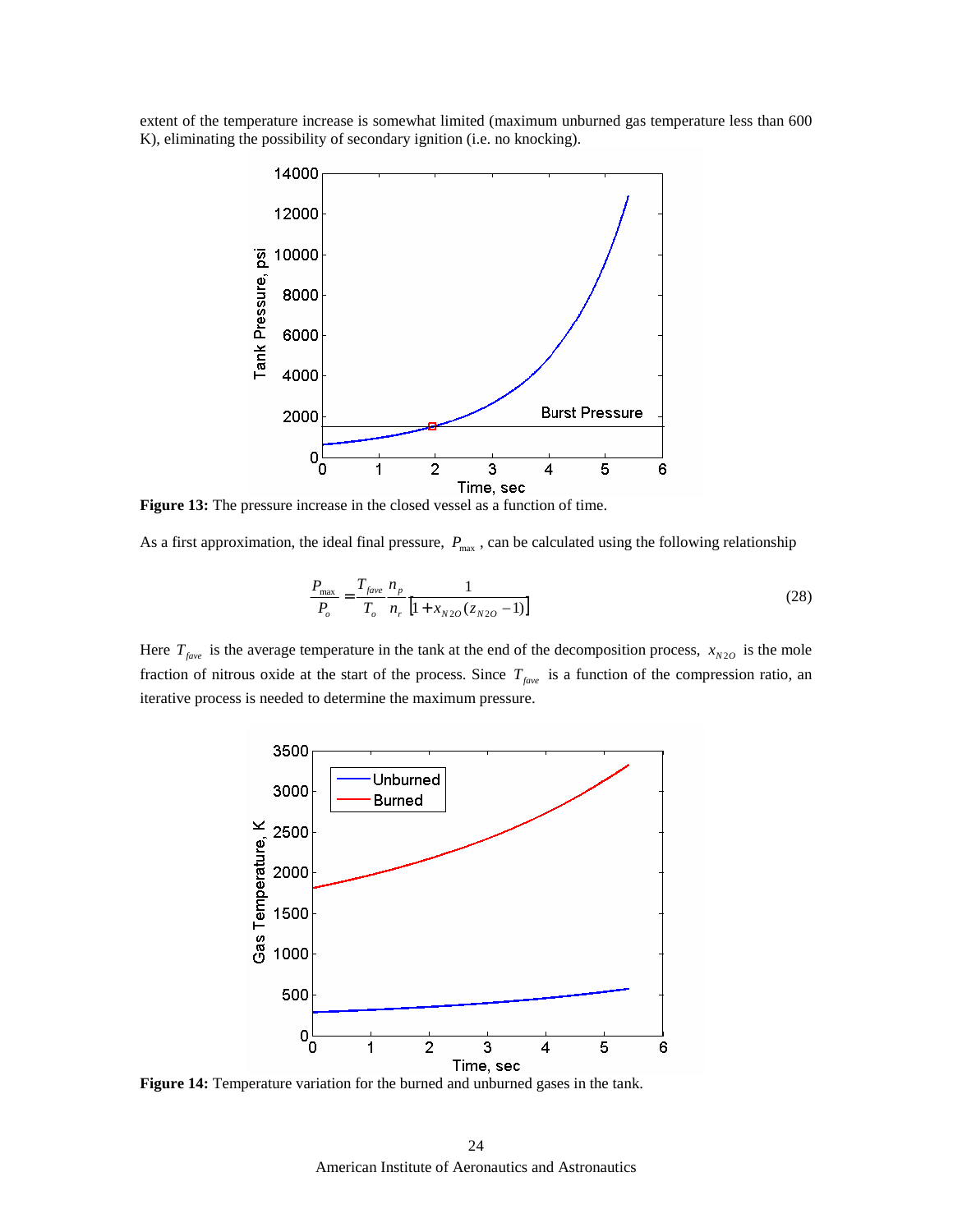extent of the temperature increase is somewhat limited (maximum unburned gas temperature less than 600 K), eliminating the possibility of secondary ignition (i.e. no knocking).

**Figure 13:** The pressure increase in the closed vessel as a function of time.

As a first approximation, the ideal final pressure, $P_{\max}$, can be calculated using the following relationship

$$\frac{P_{\max}}{P_o} = \frac{T_{fave}}{T_o}\frac{n_p}{n_r}\frac{1}{\left[1 + x_{N2O}(z_{N2O} - 1)\right]} \tag{28}$$

Here $T_{fave}$ is the average temperature in the tank at the end of the decomposition process, $x_{N2O}$ is the mole fraction of nitrous oxide at the start of the process. Since $T_{fave}$ is a function of the compression ratio, an iterative process is needed to determine the maximum pressure.

**Figure 14:** Temperature variation for the burned and unburned gases in the tank.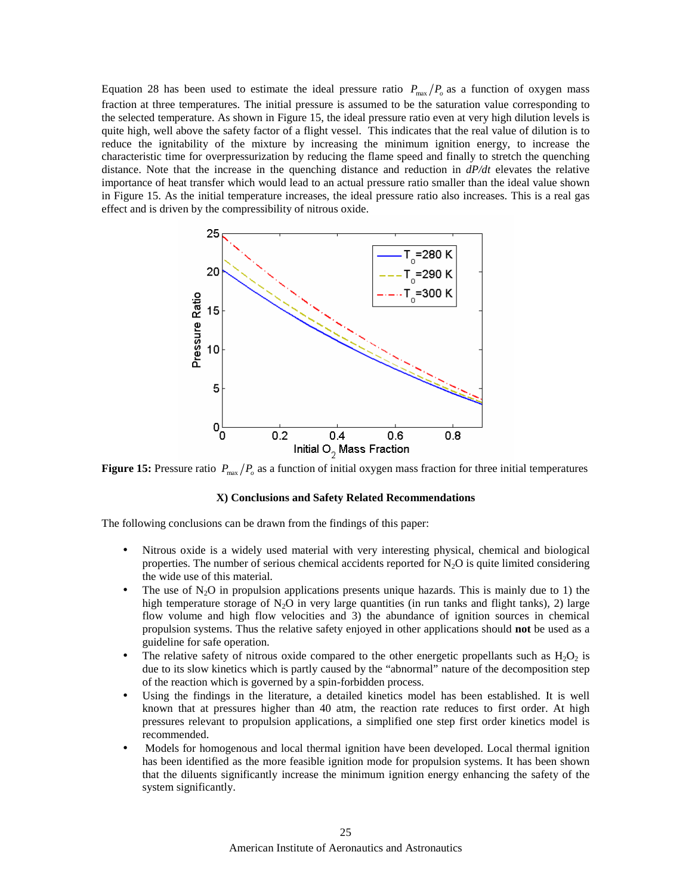Equation 28 has been used to estimate the ideal pressure ratio $P_{max}/P_o$ as a function of oxygen mass fraction at three temperatures. The initial pressure is assumed to be the saturation value corresponding to the selected temperature. As shown in Figure 15, the ideal pressure ratio even at very high dilution levels is quite high, well above the safety factor of a flight vessel. This indicates that the real value of dilution is to reduce the ignitability of the mixture by increasing the minimum ignition energy, to increase the characteristic time for overpressurization by reducing the flame speed and finally to stretch the quenching distance. Note that the increase in the quenching distance and reduction in *dP/dt* elevates the relative importance of heat transfer which would lead to an actual pressure ratio smaller than the ideal value shown in Figure 15. As the initial temperature increases, the ideal pressure ratio also increases. This is a real gas effect and is driven by the compressibility of nitrous oxide.

**Figure 15:** Pressure ratio $P_{max}/P_o$ as a function of initial oxygen mass fraction for three initial temperatures

### X) Conclusions and Safety Related Recommendations

The following conclusions can be drawn from the findings of this paper:

- Nitrous oxide is a widely used material with very interesting physical, chemical and biological properties. The number of serious chemical accidents reported for $N_2O$ is quite limited considering the wide use of this material.
- The use of $N_2O$ in propulsion applications presents unique hazards. This is mainly due to 1) the high temperature storage of $N_2O$ in very large quantities (in run tanks and flight tanks), 2) large flow volume and high flow velocities and 3) the abundance of ignition sources in chemical propulsion systems. Thus the relative safety enjoyed in other applications should **not** be used as a guideline for safe operation.
- The relative safety of nitrous oxide compared to the other energetic propellants such as $H_2O_2$ is due to its slow kinetics which is partly caused by the "abnormal" nature of the decomposition step of the reaction which is governed by a spin-forbidden process.
- Using the findings in the literature, a detailed kinetics model has been established. It is well known that at pressures higher than 40 atm, the reaction rate reduces to first order. At high pressures relevant to propulsion applications, a simplified one step first order kinetics model is recommended.
- Models for homogenous and local thermal ignition have been developed. Local thermal ignition has been identified as the more feasible ignition mode for propulsion systems. It has been shown that the diluents significantly increase the minimum ignition energy enhancing the safety of the system significantly.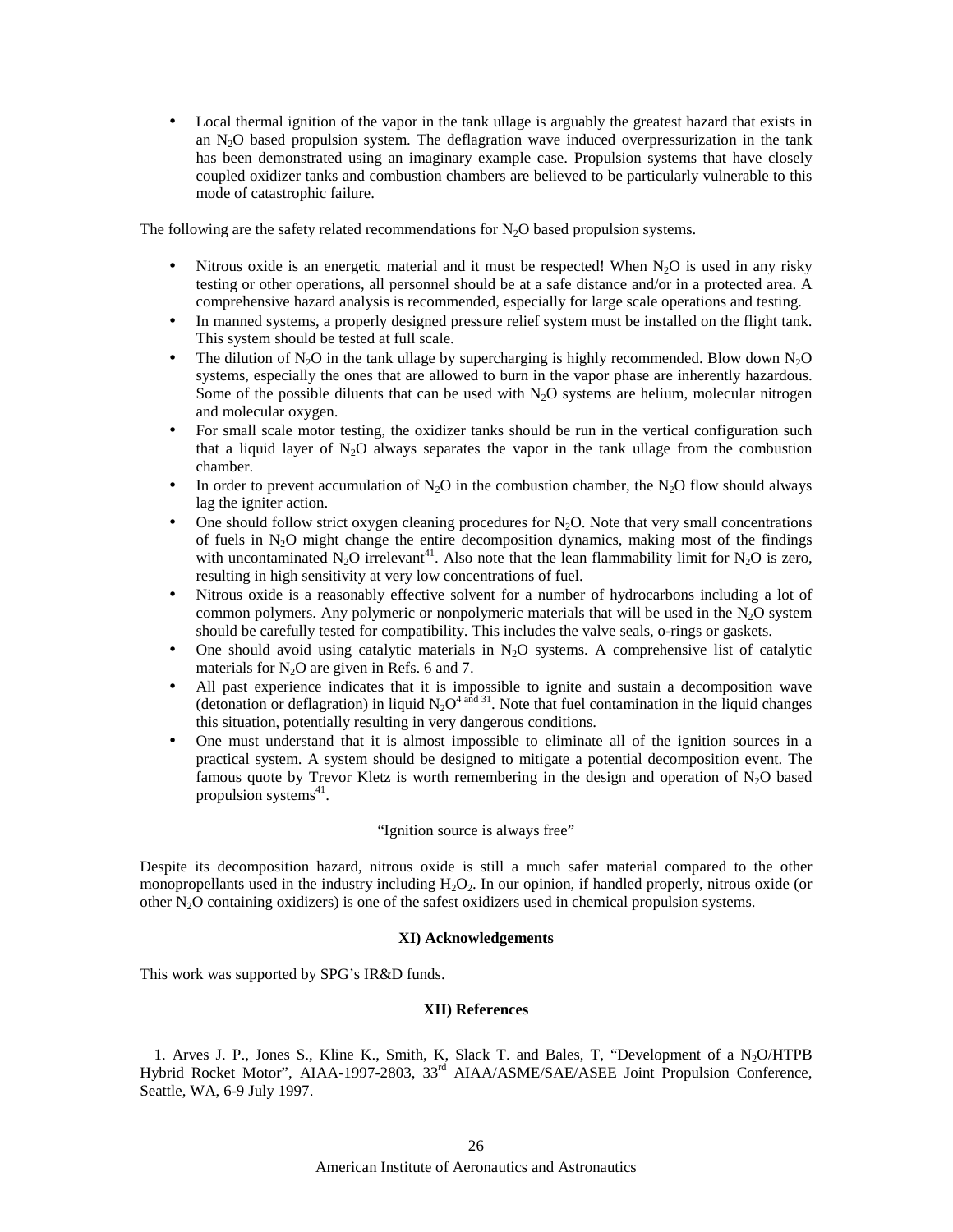- Local thermal ignition of the vapor in the tank ullage is arguably the greatest hazard that exists in an $N_2O$ based propulsion system. The deflagration wave induced overpressurization in the tank has been demonstrated using an imaginary example case. Propulsion systems that have closely coupled oxidizer tanks and combustion chambers are believed to be particularly vulnerable to this mode of catastrophic failure.

The following are the safety related recommendations for $N_2O$ based propulsion systems.

- Nitrous oxide is an energetic material and it must be respected! When $N_2O$ is used in any risky testing or other operations, all personnel should be at a safe distance and/or in a protected area. A comprehensive hazard analysis is recommended, especially for large scale operations and testing.
- In manned systems, a properly designed pressure relief system must be installed on the flight tank. This system should be tested at full scale.
- The dilution of $N_2O$ in the tank ullage by supercharging is highly recommended. Blow down $N_2O$ systems, especially the ones that are allowed to burn in the vapor phase are inherently hazardous. Some of the possible diluents that can be used with $N_2O$ systems are helium, molecular nitrogen and molecular oxygen.
- For small scale motor testing, the oxidizer tanks should be run in the vertical configuration such that a liquid layer of $N_2O$ always separates the vapor in the tank ullage from the combustion chamber.
- In order to prevent accumulation of $N_2O$ in the combustion chamber, the $N_2O$ flow should always lag the igniter action.
- One should follow strict oxygen cleaning procedures for $N_2O$. Note that very small concentrations of fuels in $N_2O$ might change the entire decomposition dynamics, making most of the findings with uncontaminated $N_2O$ irrelevant[41]. Also note that the lean flammability limit for $N_2O$ is zero, resulting in high sensitivity at very low concentrations of fuel.
- Nitrous oxide is a reasonably effective solvent for a number of hydrocarbons including a lot of common polymers. Any polymeric or nonpolymeric materials that will be used in the $N_2O$ system should be carefully tested for compatibility. This includes the valve seals, o-rings or gaskets.
- One should avoid using catalytic materials in $N_2O$ systems. A comprehensive list of catalytic materials for $N_2O$ are given in Refs. 6 and 7.
- All past experience indicates that it is impossible to ignite and sustain a decomposition wave (detonation or deflagration) in liquid $N_2O$[4 and 31]. Note that fuel contamination in the liquid changes this situation, potentially resulting in very dangerous conditions.
- One must understand that it is almost impossible to eliminate all of the ignition sources in a practical system. A system should be designed to mitigate a potential decomposition event. The famous quote by Trevor Kletz is worth remembering in the design and operation of $N_2O$ based propulsion systems[41].

"Ignition source is always free"

Despite its decomposition hazard, nitrous oxide is still a much safer material compared to the other monopropellants used in the industry including $H_2O_2$. In our opinion, if handled properly, nitrous oxide (or other $N_2O$ containing oxidizers) is one of the safest oxidizers used in chemical propulsion systems.

## XI) Acknowledgements

This work was supported by SPG's IR&D funds.

## XII) References

1. Arves J. P., Jones S., Kline K., Smith, K, Slack T. and Bales, T, "Development of a $N_2O$/HTPB Hybrid Rocket Motor", AIAA-1997-2803, 33rd AIAA/ASME/SAE/ASEE Joint Propulsion Conference, Seattle, WA, 6-9 July 1997.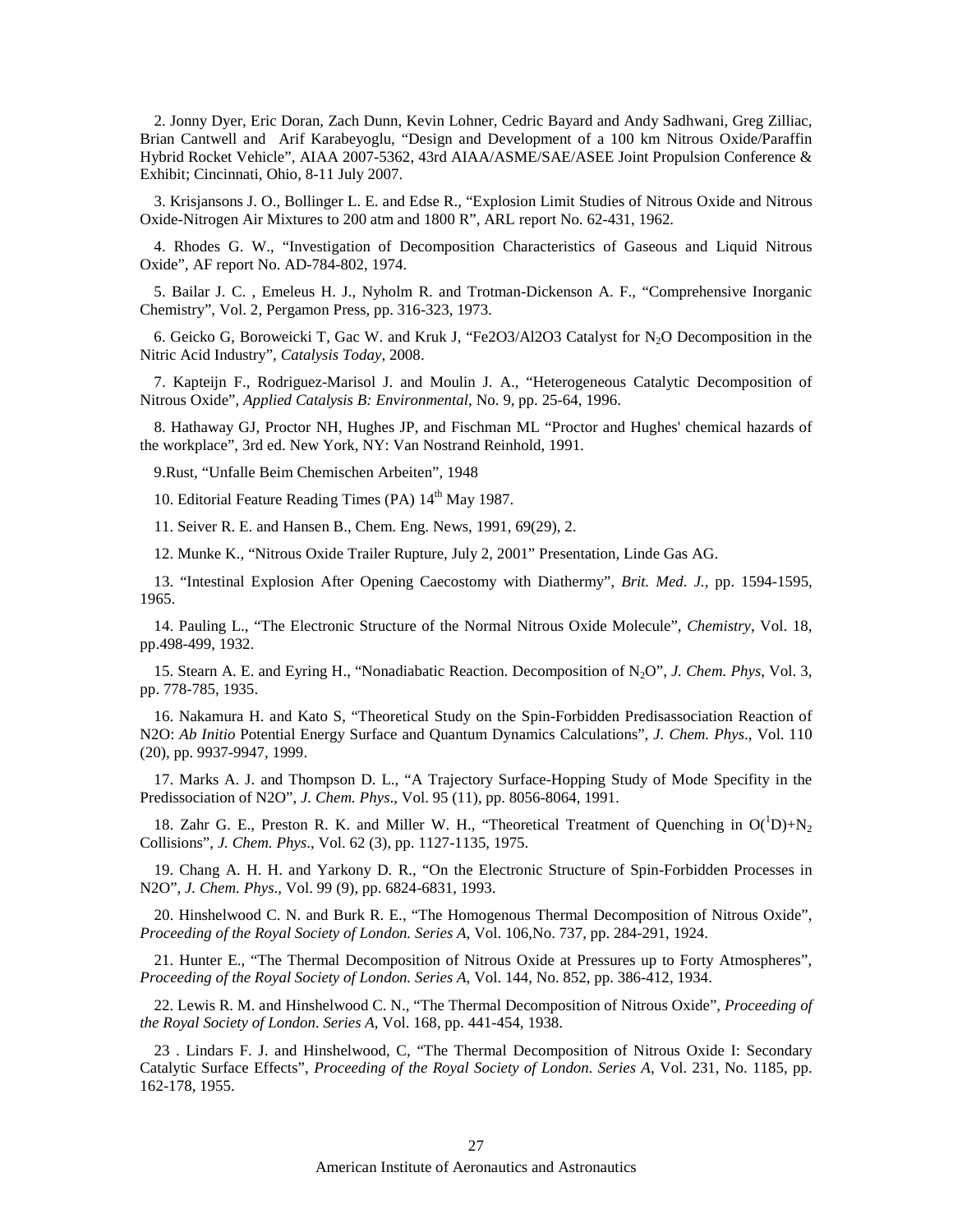2. Jonny Dyer, Eric Doran, Zach Dunn, Kevin Lohner, Cedric Bayard and Andy Sadhwani, Greg Zilliac, Brian Cantwell and Arif Karabeyoglu, "Design and Development of a 100 km Nitrous Oxide/Paraffin Hybrid Rocket Vehicle", AIAA 2007-5362, 43rd AIAA/ASME/SAE/ASEE Joint Propulsion Conference & Exhibit; Cincinnati, Ohio, 8-11 July 2007.

3. Krisjansons J. O., Bollinger L. E. and Edse R., "Explosion Limit Studies of Nitrous Oxide and Nitrous Oxide-Nitrogen Air Mixtures to 200 atm and 1800 R", ARL report No. 62-431, 1962.

4. Rhodes G. W., "Investigation of Decomposition Characteristics of Gaseous and Liquid Nitrous Oxide", AF report No. AD-784-802, 1974.

5. Bailar J. C. , Emeleus H. J., Nyholm R. and Trotman-Dickenson A. F., "Comprehensive Inorganic Chemistry", Vol. 2, Pergamon Press, pp. 316-323, 1973.

6. Geicko G, Boroweicki T, Gac W. and Kruk J, "Fe2O3/Al2O3 Catalyst for $N_2O$ Decomposition in the Nitric Acid Industry", *Catalysis Today*, 2008.

7. Kapteijn F., Rodriguez-Marisol J. and Moulin J. A., "Heterogeneous Catalytic Decomposition of Nitrous Oxide", *Applied Catalysis B: Environmental*, No. 9, pp. 25-64, 1996.

8. Hathaway GJ, Proctor NH, Hughes JP, and Fischman ML "Proctor and Hughes' chemical hazards of the workplace", 3rd ed. New York, NY: Van Nostrand Reinhold, 1991.

9.Rust, "Unfalle Beim Chemischen Arbeiten", 1948

10. Editorial Feature Reading Times (PA) 14th May 1987.

11. Seiver R. E. and Hansen B., Chem. Eng. News, 1991, 69(29), 2.

12. Munke K., "Nitrous Oxide Trailer Rupture, July 2, 2001" Presentation, Linde Gas AG.

13. "Intestinal Explosion After Opening Caecostomy with Diathermy", *Brit. Med. J.*, pp. 1594-1595, 1965.

14. Pauling L., "The Electronic Structure of the Normal Nitrous Oxide Molecule", *Chemistry*, Vol. 18, pp.498-499, 1932.

15. Stearn A. E. and Eyring H., "Nonadiabatic Reaction. Decomposition of $N_2O$", *J. Chem. Phys*, Vol. 3, pp. 778-785, 1935.

16. Nakamura H. and Kato S, "Theoretical Study on the Spin-Forbidden Predisassociation Reaction of N2O: *Ab Initio* Potential Energy Surface and Quantum Dynamics Calculations", *J. Chem. Phys*., Vol. 110 (20), pp. 9937-9947, 1999.

17. Marks A. J. and Thompson D. L., "A Trajectory Surface-Hopping Study of Mode Specifity in the Predissociation of N2O", *J. Chem. Phys*., Vol. 95 (11), pp. 8056-8064, 1991.

18. Zahr G. E., Preston R. K. and Miller W. H., "Theoretical Treatment of Quenching in $O(^1D)+N_2$ Collisions", *J. Chem. Phys*., Vol. 62 (3), pp. 1127-1135, 1975.

19. Chang A. H. H. and Yarkony D. R., "On the Electronic Structure of Spin-Forbidden Processes in N2O", *J. Chem. Phys*., Vol. 99 (9), pp. 6824-6831, 1993.

20. Hinshelwood C. N. and Burk R. E., "The Homogenous Thermal Decomposition of Nitrous Oxide", *Proceeding of the Royal Society of London. Series A*, Vol. 106,No. 737, pp. 284-291, 1924.

21. Hunter E., "The Thermal Decomposition of Nitrous Oxide at Pressures up to Forty Atmospheres", *Proceeding of the Royal Society of London. Series A*, Vol. 144, No. 852, pp. 386-412, 1934.

22. Lewis R. M. and Hinshelwood C. N., "The Thermal Decomposition of Nitrous Oxide", *Proceeding of the Royal Society of London. Series A*, Vol. 168, pp. 441-454, 1938.

23 . Lindars F. J. and Hinshelwood, C, "The Thermal Decomposition of Nitrous Oxide I: Secondary Catalytic Surface Effects", *Proceeding of the Royal Society of London. Series A*, Vol. 231, No. 1185, pp. 162-178, 1955.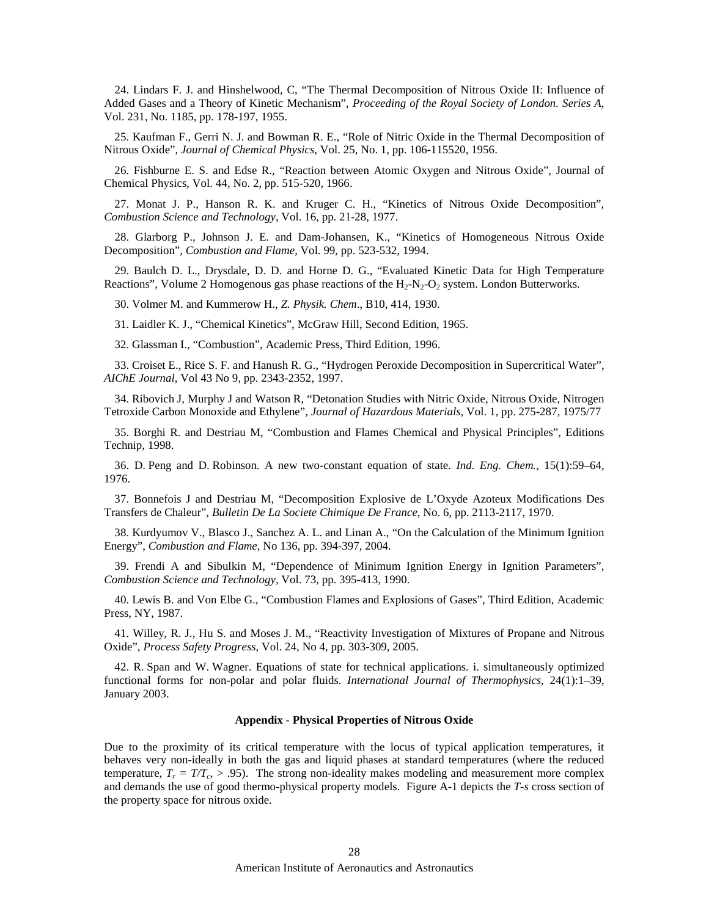24. Lindars F. J. and Hinshelwood, C, "The Thermal Decomposition of Nitrous Oxide II: Influence of Added Gases and a Theory of Kinetic Mechanism", *Proceeding of the Royal Society of London. Series A*, Vol. 231, No. 1185, pp. 178-197, 1955.

25. Kaufman F., Gerri N. J. and Bowman R. E., "Role of Nitric Oxide in the Thermal Decomposition of Nitrous Oxide", *Journal of Chemical Physics*, Vol. 25, No. 1, pp. 106-115520, 1956.

26. Fishburne E. S. and Edse R., "Reaction between Atomic Oxygen and Nitrous Oxide", Journal of Chemical Physics, Vol. 44, No. 2, pp. 515-520, 1966.

27. Monat J. P., Hanson R. K. and Kruger C. H., "Kinetics of Nitrous Oxide Decomposition", *Combustion Science and Technology*, Vol. 16, pp. 21-28, 1977.

28. Glarborg P., Johnson J. E. and Dam-Johansen, K., "Kinetics of Homogeneous Nitrous Oxide Decomposition", *Combustion and Flame*, Vol. 99, pp. 523-532, 1994.

29. Baulch D. L., Drysdale, D. D. and Horne D. G., "Evaluated Kinetic Data for High Temperature Reactions", Volume 2 Homogenous gas phase reactions of the $H_2$-$N_2$-$O_2$ system. London Butterworks.

30. Volmer M. and Kummerow H., *Z. Physik. Chem*., B10, 414, 1930.

31. Laidler K. J., "Chemical Kinetics", McGraw Hill, Second Edition, 1965.

32. Glassman I., "Combustion", Academic Press, Third Edition, 1996.

33. Croiset E., Rice S. F. and Hanush R. G., "Hydrogen Peroxide Decomposition in Supercritical Water", *AIChE Journal*, Vol 43 No 9, pp. 2343-2352, 1997.

34. Ribovich J, Murphy J and Watson R, "Detonation Studies with Nitric Oxide, Nitrous Oxide, Nitrogen Tetroxide Carbon Monoxide and Ethylene", *Journal of Hazardous Materials*, Vol. 1, pp. 275-287, 1975/77

35. Borghi R. and Destriau M, "Combustion and Flames Chemical and Physical Principles", Editions Technip, 1998.

36. D. Peng and D. Robinson. A new two-constant equation of state. *Ind. Eng. Chem.*, 15(1):59–64, 1976.

37. Bonnefois J and Destriau M, "Decomposition Explosive de L'Oxyde Azoteux Modifications Des Transfers de Chaleur", *Bulletin De La Societe Chimique De France*, No. 6, pp. 2113-2117, 1970.

38. Kurdyumov V., Blasco J., Sanchez A. L. and Linan A., "On the Calculation of the Minimum Ignition Energy", *Combustion and Flame*, No 136, pp. 394-397, 2004.

39. Frendi A and Sibulkin M, "Dependence of Minimum Ignition Energy in Ignition Parameters", *Combustion Science and Technology*, Vol. 73, pp. 395-413, 1990.

40. Lewis B. and Von Elbe G., "Combustion Flames and Explosions of Gases", Third Edition, Academic Press, NY, 1987.

41. Willey, R. J., Hu S. and Moses J. M., "Reactivity Investigation of Mixtures of Propane and Nitrous Oxide", *Process Safety Progress*, Vol. 24, No 4, pp. 303-309, 2005.

42. R. Span and W. Wagner. Equations of state for technical applications. i. simultaneously optimized functional forms for non-polar and polar fluids. *International Journal of Thermophysics*, 24(1):1–39, January 2003.

## Appendix - Physical Properties of Nitrous Oxide

Due to the proximity of its critical temperature with the locus of typical application temperatures, it behaves very non-ideally in both the gas and liquid phases at standard temperatures (where the reduced temperature, $T_r = T/T_c$, > .95). The strong non-ideality makes modeling and measurement more complex and demands the use of good thermo-physical property models. Figure A-1 depicts the *T-s* cross section of the property space for nitrous oxide.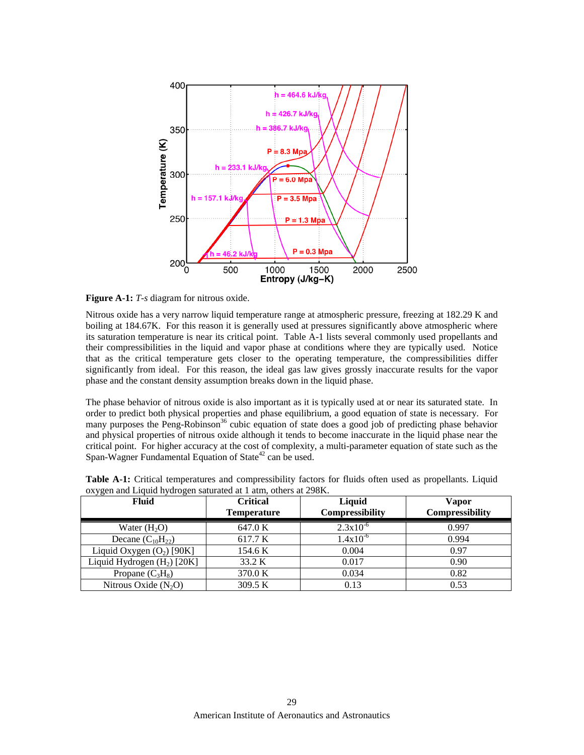400
350
300
250
200
0 500 1000 1500 2000 2500
Temperature (K)
Entropy (J/kg–K)
h = 464.6 kJ/kg
h = 426.7 kJ/kg
h = 386.7 kJ/kg
P = 8.3 Mpa
h = 233.1 kJ/kg
P = 6.0 Mpa
h = 157.1 kJ/kg
P = 3.5 Mpa
P = 1.3 Mpa
h = 46.2 kJ/kg
P = 0.3 Mpa

**Figure A-1:** *T-s* diagram for nitrous oxide.

Nitrous oxide has a very narrow liquid temperature range at atmospheric pressure, freezing at 182.29 K and boiling at 184.67K. For this reason it is generally used at pressures significantly above atmospheric where its saturation temperature is near its critical point. Table A-1 lists several commonly used propellants and their compressibilities in the liquid and vapor phase at conditions where they are typically used. Notice that as the critical temperature gets closer to the operating temperature, the compressibilities differ significantly from ideal. For this reason, the ideal gas law gives grossly inaccurate results for the vapor phase and the constant density assumption breaks down in the liquid phase.

The phase behavior of nitrous oxide is also important as it is typically used at or near its saturated state. In order to predict both physical properties and phase equilibrium, a good equation of state is necessary. For many purposes the Peng-Robinson[36] cubic equation of state does a good job of predicting phase behavior and physical properties of nitrous oxide although it tends to become inaccurate in the liquid phase near the critical point. For higher accuracy at the cost of complexity, a multi-parameter equation of state such as the Span-Wagner Fundamental Equation of State[42] can be used.

**Table A-1:** Critical temperatures and compressibility factors for fluids often used as propellants. Liquid oxygen and Liquid hydrogen saturated at 1 atm, others at 298K.

| Fluid | Critical Temperature | Liquid Compressibility | Vapor Compressibility |
|---|---|---|---|
| Water ($H_2O$) | 647.0 K | $2.3 \times 10^{-6}$ | 0.997 |
| Decane ($C_{10}H_{22}$) | 617.7 K | $1.4 \times 10^{-6}$ | 0.994 |
| Liquid Oxygen ($O_2$) [90K] | 154.6 K | 0.004 | 0.97 |
| Liquid Hydrogen ($H_2$) [20K] | 33.2 K | 0.017 | 0.90 |
| Propane ($C_3H_8$) | 370.0 K | 0.034 | 0.82 |
| Nitrous Oxide ($N_2O$) | 309.5 K | 0.13 | 0.53 |